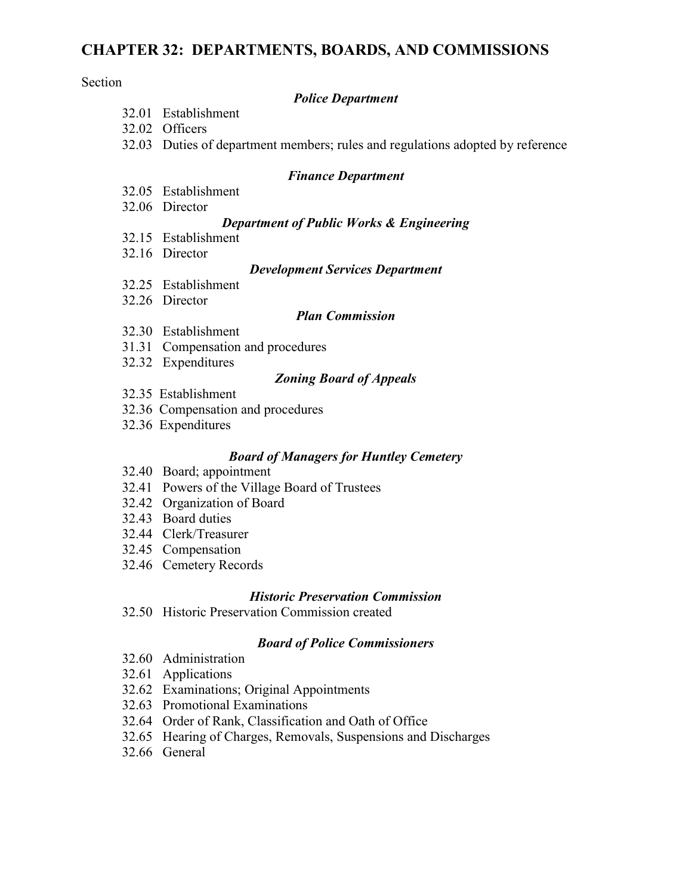# CHAPTER 32: DEPARTMENTS, BOARDS, AND COMMISSIONS

Section

***Police Department***

32.01 Establishment
32.02 Officers
32.03 Duties of department members; rules and regulations adopted by reference

***Finance Department***

32.05 Establishment
32.06 Director

***Department of Public Works & Engineering***

32.15 Establishment
32.16 Director

***Development Services Department***

32.25 Establishment
32.26 Director

***Plan Commission***

32.30 Establishment
31.31 Compensation and procedures
32.32 Expenditures

***Zoning Board of Appeals***

32.35 Establishment
32.36 Compensation and procedures
32.36 Expenditures

***Board of Managers for Huntley Cemetery***

32.40 Board; appointment
32.41 Powers of the Village Board of Trustees
32.42 Organization of Board
32.43 Board duties
32.44 Clerk/Treasurer
32.45 Compensation
32.46 Cemetery Records

***Historic Preservation Commission***

32.50 Historic Preservation Commission created

***Board of Police Commissioners***

32.60 Administration
32.61 Applications
32.62 Examinations; Original Appointments
32.63 Promotional Examinations
32.64 Order of Rank, Classification and Oath of Office
32.65 Hearing of Charges, Removals, Suspensions and Discharges
32.66 General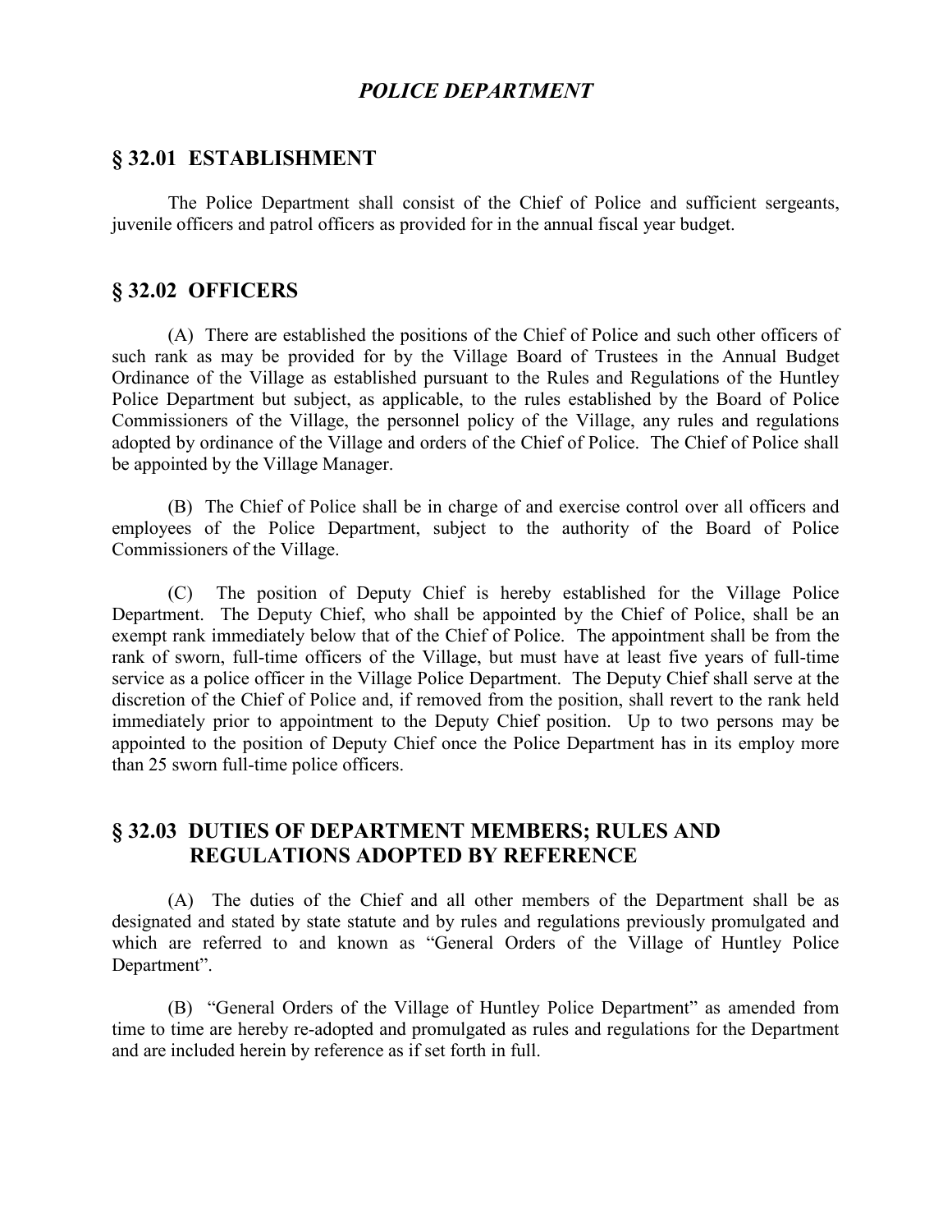# *POLICE DEPARTMENT*

## § 32.01 ESTABLISHMENT

The Police Department shall consist of the Chief of Police and sufficient sergeants, juvenile officers and patrol officers as provided for in the annual fiscal year budget.

## § 32.02 OFFICERS

(A) There are established the positions of the Chief of Police and such other officers of such rank as may be provided for by the Village Board of Trustees in the Annual Budget Ordinance of the Village as established pursuant to the Rules and Regulations of the Huntley Police Department but subject, as applicable, to the rules established by the Board of Police Commissioners of the Village, the personnel policy of the Village, any rules and regulations adopted by ordinance of the Village and orders of the Chief of Police. The Chief of Police shall be appointed by the Village Manager.

(B) The Chief of Police shall be in charge of and exercise control over all officers and employees of the Police Department, subject to the authority of the Board of Police Commissioners of the Village.

(C) The position of Deputy Chief is hereby established for the Village Police Department. The Deputy Chief, who shall be appointed by the Chief of Police, shall be an exempt rank immediately below that of the Chief of Police. The appointment shall be from the rank of sworn, full-time officers of the Village, but must have at least five years of full-time service as a police officer in the Village Police Department. The Deputy Chief shall serve at the discretion of the Chief of Police and, if removed from the position, shall revert to the rank held immediately prior to appointment to the Deputy Chief position. Up to two persons may be appointed to the position of Deputy Chief once the Police Department has in its employ more than 25 sworn full-time police officers.

## § 32.03 DUTIES OF DEPARTMENT MEMBERS; RULES AND REGULATIONS ADOPTED BY REFERENCE

(A) The duties of the Chief and all other members of the Department shall be as designated and stated by state statute and by rules and regulations previously promulgated and which are referred to and known as "General Orders of the Village of Huntley Police Department".

(B) "General Orders of the Village of Huntley Police Department" as amended from time to time are hereby re-adopted and promulgated as rules and regulations for the Department and are included herein by reference as if set forth in full.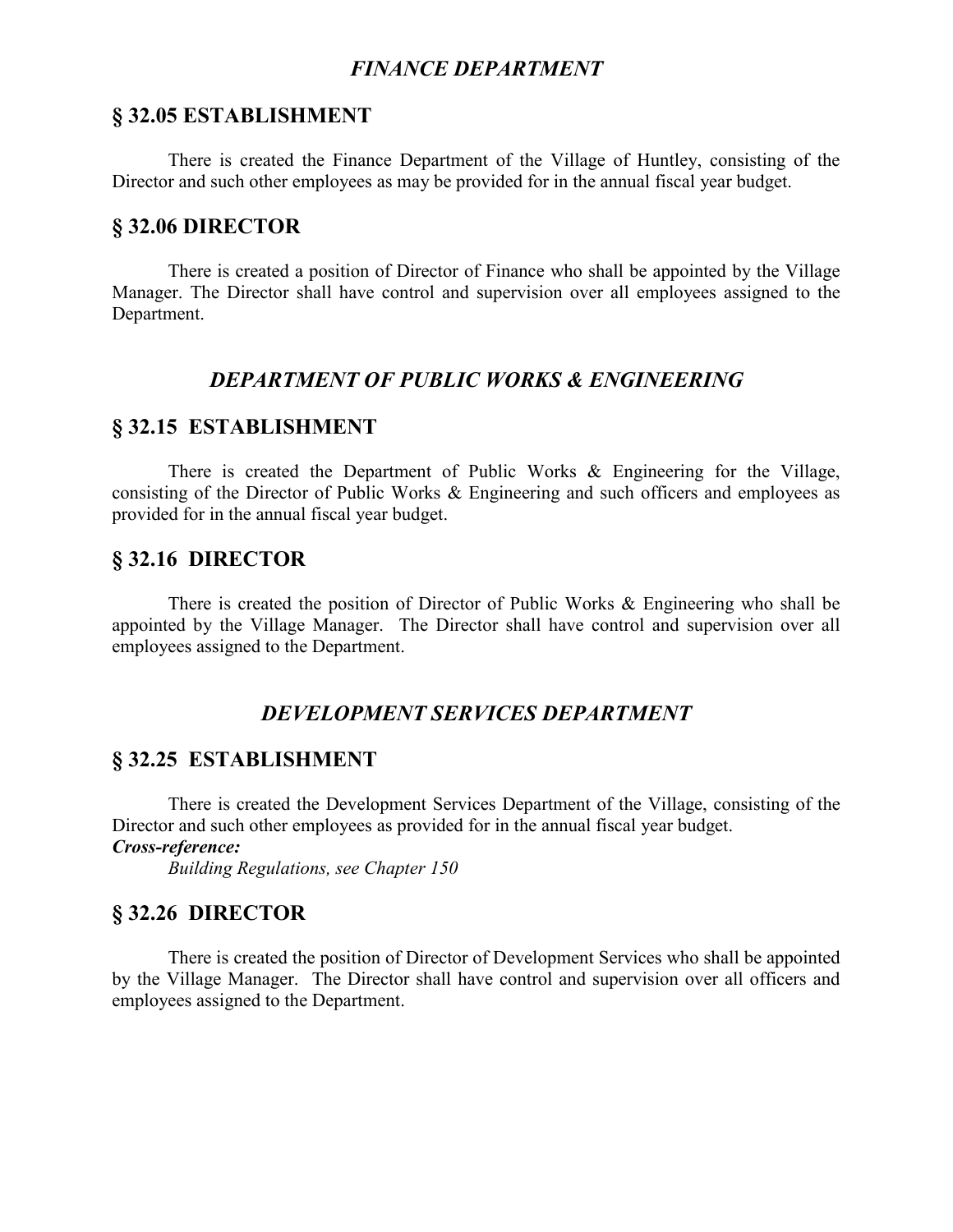## *FINANCE DEPARTMENT*

### § 32.05 ESTABLISHMENT

There is created the Finance Department of the Village of Huntley, consisting of the Director and such other employees as may be provided for in the annual fiscal year budget.

### § 32.06 DIRECTOR

There is created a position of Director of Finance who shall be appointed by the Village Manager. The Director shall have control and supervision over all employees assigned to the Department.

## *DEPARTMENT OF PUBLIC WORKS & ENGINEERING*

### § 32.15 ESTABLISHMENT

There is created the Department of Public Works & Engineering for the Village, consisting of the Director of Public Works & Engineering and such officers and employees as provided for in the annual fiscal year budget.

### § 32.16 DIRECTOR

There is created the position of Director of Public Works & Engineering who shall be appointed by the Village Manager. The Director shall have control and supervision over all employees assigned to the Department.

## *DEVELOPMENT SERVICES DEPARTMENT*

### § 32.25 ESTABLISHMENT

There is created the Development Services Department of the Village, consisting of the Director and such other employees as provided for in the annual fiscal year budget.

***Cross-reference:***

*Building Regulations, see Chapter 150*

### § 32.26 DIRECTOR

There is created the position of Director of Development Services who shall be appointed by the Village Manager. The Director shall have control and supervision over all officers and employees assigned to the Department.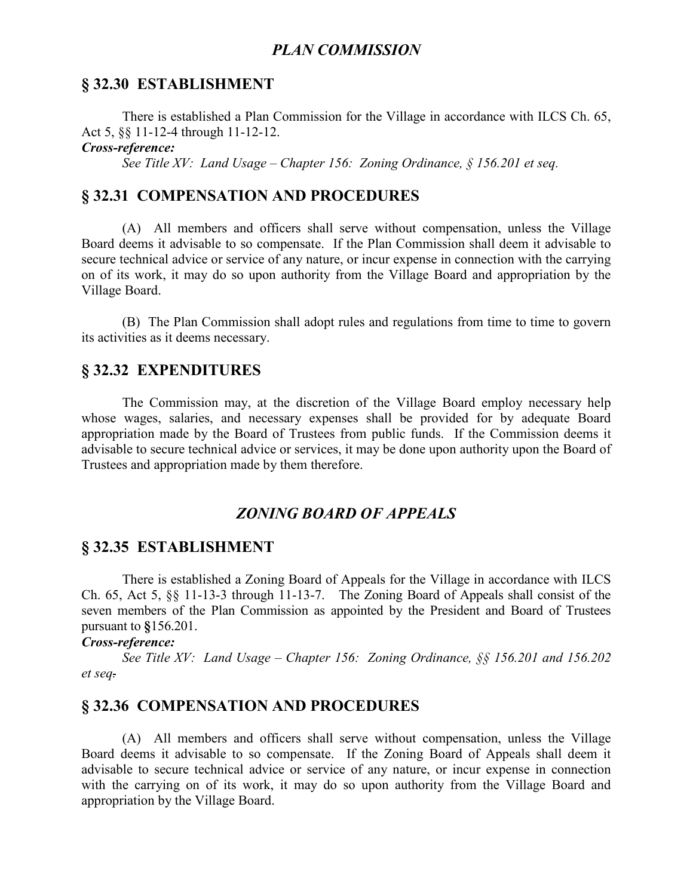## *PLAN COMMISSION*

## § 32.30 ESTABLISHMENT

There is established a Plan Commission for the Village in accordance with ILCS Ch. 65, Act 5, §§ 11-12-4 through 11-12-12.

***Cross-reference:***

*See Title XV: Land Usage – Chapter 156: Zoning Ordinance, § 156.201 et seq.*

## § 32.31 COMPENSATION AND PROCEDURES

(A) All members and officers shall serve without compensation, unless the Village Board deems it advisable to so compensate. If the Plan Commission shall deem it advisable to secure technical advice or service of any nature, or incur expense in connection with the carrying on of its work, it may do so upon authority from the Village Board and appropriation by the Village Board.

(B) The Plan Commission shall adopt rules and regulations from time to time to govern its activities as it deems necessary.

## § 32.32 EXPENDITURES

The Commission may, at the discretion of the Village Board employ necessary help whose wages, salaries, and necessary expenses shall be provided for by adequate Board appropriation made by the Board of Trustees from public funds. If the Commission deems it advisable to secure technical advice or services, it may be done upon authority upon the Board of Trustees and appropriation made by them therefore.

## *ZONING BOARD OF APPEALS*

## § 32.35 ESTABLISHMENT

There is established a Zoning Board of Appeals for the Village in accordance with ILCS Ch. 65, Act 5, §§ 11-13-3 through 11-13-7. The Zoning Board of Appeals shall consist of the seven members of the Plan Commission as appointed by the President and Board of Trustees pursuant to **§**156.201.

***Cross-reference:***

*See Title XV: Land Usage – Chapter 156: Zoning Ordinance, §§ 156.201 and 156.202 et seq.*

## § 32.36 COMPENSATION AND PROCEDURES

(A) All members and officers shall serve without compensation, unless the Village Board deems it advisable to so compensate. If the Zoning Board of Appeals shall deem it advisable to secure technical advice or service of any nature, or incur expense in connection with the carrying on of its work, it may do so upon authority from the Village Board and appropriation by the Village Board.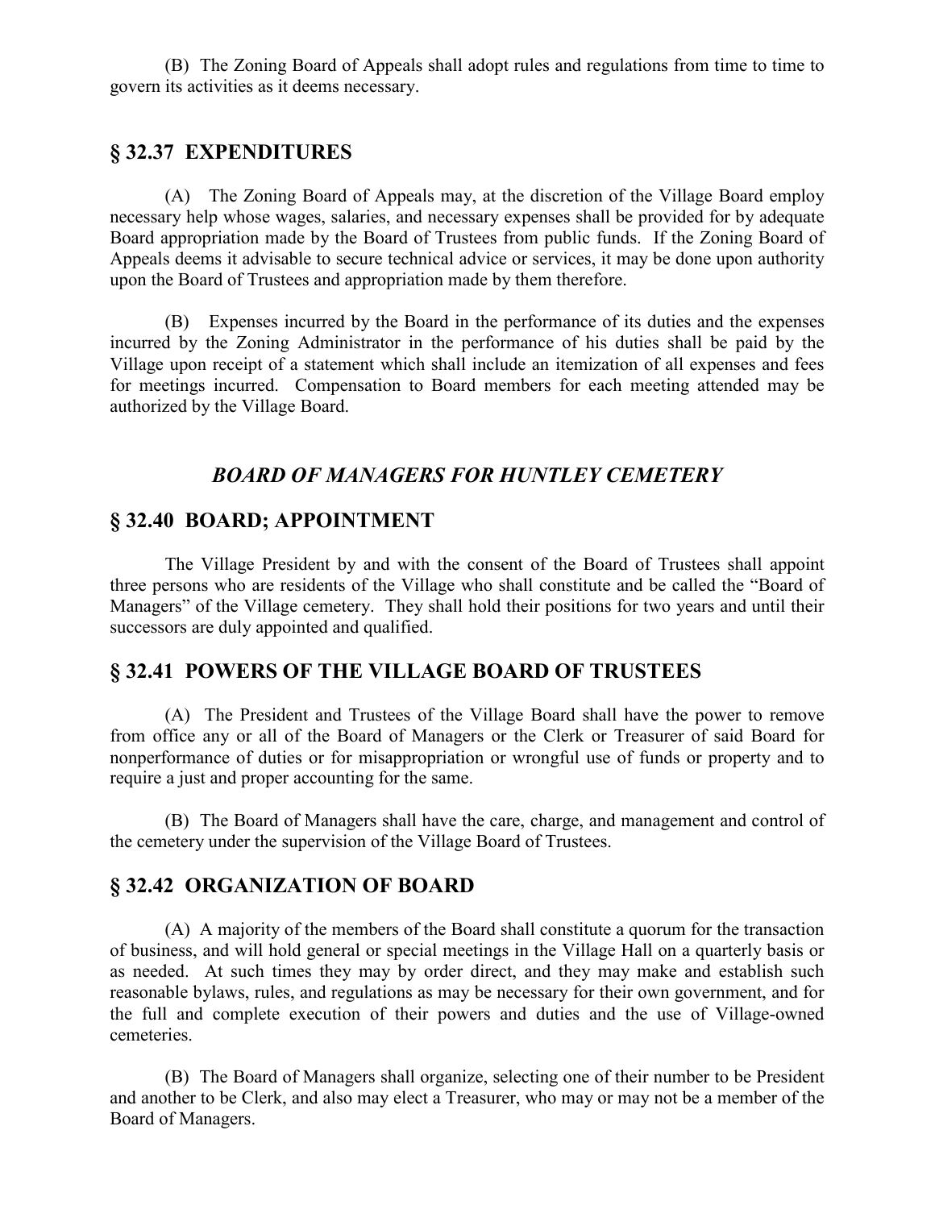(B) The Zoning Board of Appeals shall adopt rules and regulations from time to time to govern its activities as it deems necessary.

## § 32.37 EXPENDITURES

(A) The Zoning Board of Appeals may, at the discretion of the Village Board employ necessary help whose wages, salaries, and necessary expenses shall be provided for by adequate Board appropriation made by the Board of Trustees from public funds. If the Zoning Board of Appeals deems it advisable to secure technical advice or services, it may be done upon authority upon the Board of Trustees and appropriation made by them therefore.

(B) Expenses incurred by the Board in the performance of its duties and the expenses incurred by the Zoning Administrator in the performance of his duties shall be paid by the Village upon receipt of a statement which shall include an itemization of all expenses and fees for meetings incurred. Compensation to Board members for each meeting attended may be authorized by the Village Board.

### *BOARD OF MANAGERS FOR HUNTLEY CEMETERY*

## § 32.40 BOARD; APPOINTMENT

The Village President by and with the consent of the Board of Trustees shall appoint three persons who are residents of the Village who shall constitute and be called the "Board of Managers" of the Village cemetery. They shall hold their positions for two years and until their successors are duly appointed and qualified.

## § 32.41 POWERS OF THE VILLAGE BOARD OF TRUSTEES

(A) The President and Trustees of the Village Board shall have the power to remove from office any or all of the Board of Managers or the Clerk or Treasurer of said Board for nonperformance of duties or for misappropriation or wrongful use of funds or property and to require a just and proper accounting for the same.

(B) The Board of Managers shall have the care, charge, and management and control of the cemetery under the supervision of the Village Board of Trustees.

## § 32.42 ORGANIZATION OF BOARD

(A) A majority of the members of the Board shall constitute a quorum for the transaction of business, and will hold general or special meetings in the Village Hall on a quarterly basis or as needed. At such times they may by order direct, and they may make and establish such reasonable bylaws, rules, and regulations as may be necessary for their own government, and for the full and complete execution of their powers and duties and the use of Village-owned cemeteries.

(B) The Board of Managers shall organize, selecting one of their number to be President and another to be Clerk, and also may elect a Treasurer, who may or may not be a member of the Board of Managers.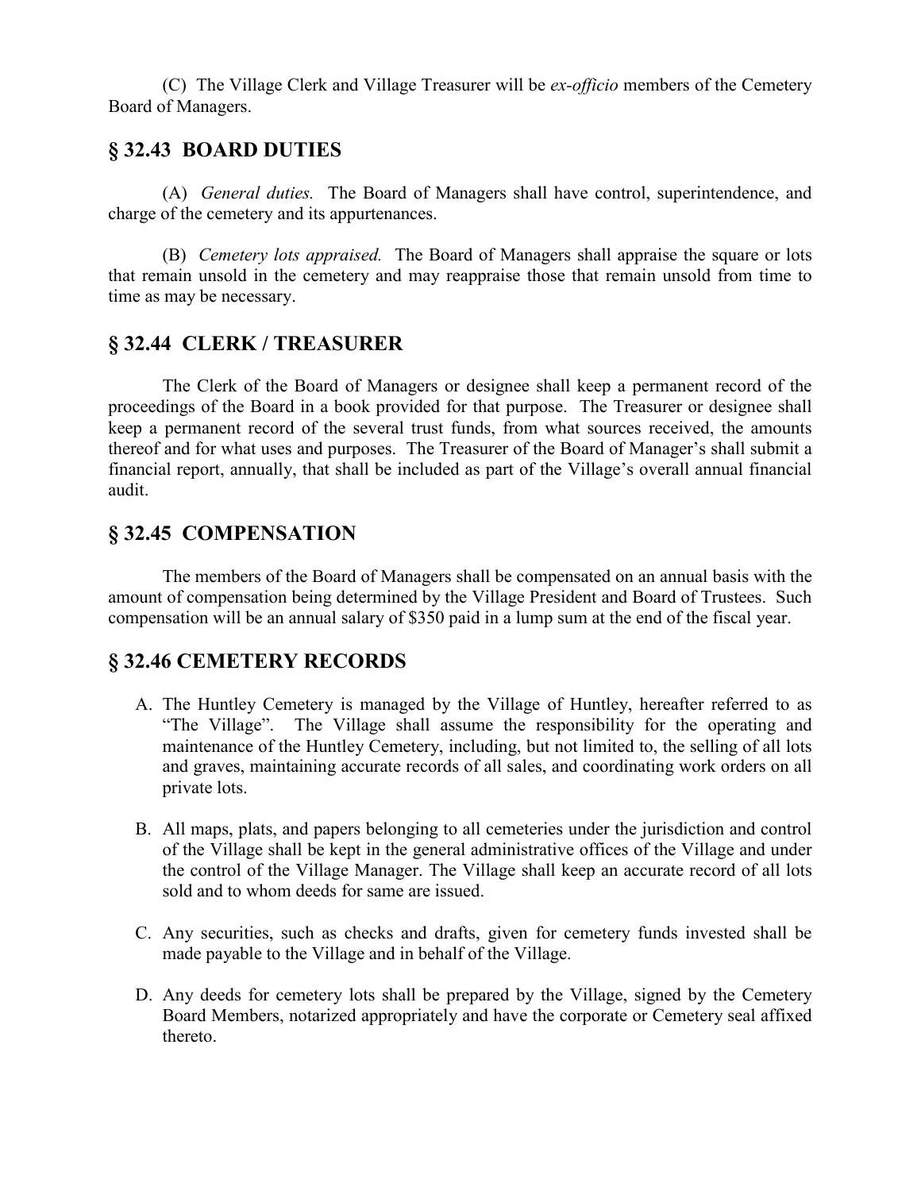(C) The Village Clerk and Village Treasurer will be *ex-officio* members of the Cemetery Board of Managers.

## § 32.43 BOARD DUTIES

(A) *General duties.* The Board of Managers shall have control, superintendence, and charge of the cemetery and its appurtenances.

(B) *Cemetery lots appraised.* The Board of Managers shall appraise the square or lots that remain unsold in the cemetery and may reappraise those that remain unsold from time to time as may be necessary.

## § 32.44 CLERK / TREASURER

The Clerk of the Board of Managers or designee shall keep a permanent record of the proceedings of the Board in a book provided for that purpose. The Treasurer or designee shall keep a permanent record of the several trust funds, from what sources received, the amounts thereof and for what uses and purposes. The Treasurer of the Board of Manager's shall submit a financial report, annually, that shall be included as part of the Village's overall annual financial audit.

## § 32.45 COMPENSATION

The members of the Board of Managers shall be compensated on an annual basis with the amount of compensation being determined by the Village President and Board of Trustees. Such compensation will be an annual salary of $350 paid in a lump sum at the end of the fiscal year.

## § 32.46 CEMETERY RECORDS

A. The Huntley Cemetery is managed by the Village of Huntley, hereafter referred to as "The Village". The Village shall assume the responsibility for the operating and maintenance of the Huntley Cemetery, including, but not limited to, the selling of all lots and graves, maintaining accurate records of all sales, and coordinating work orders on all private lots.

B. All maps, plats, and papers belonging to all cemeteries under the jurisdiction and control of the Village shall be kept in the general administrative offices of the Village and under the control of the Village Manager. The Village shall keep an accurate record of all lots sold and to whom deeds for same are issued.

C. Any securities, such as checks and drafts, given for cemetery funds invested shall be made payable to the Village and in behalf of the Village.

D. Any deeds for cemetery lots shall be prepared by the Village, signed by the Cemetery Board Members, notarized appropriately and have the corporate or Cemetery seal affixed thereto.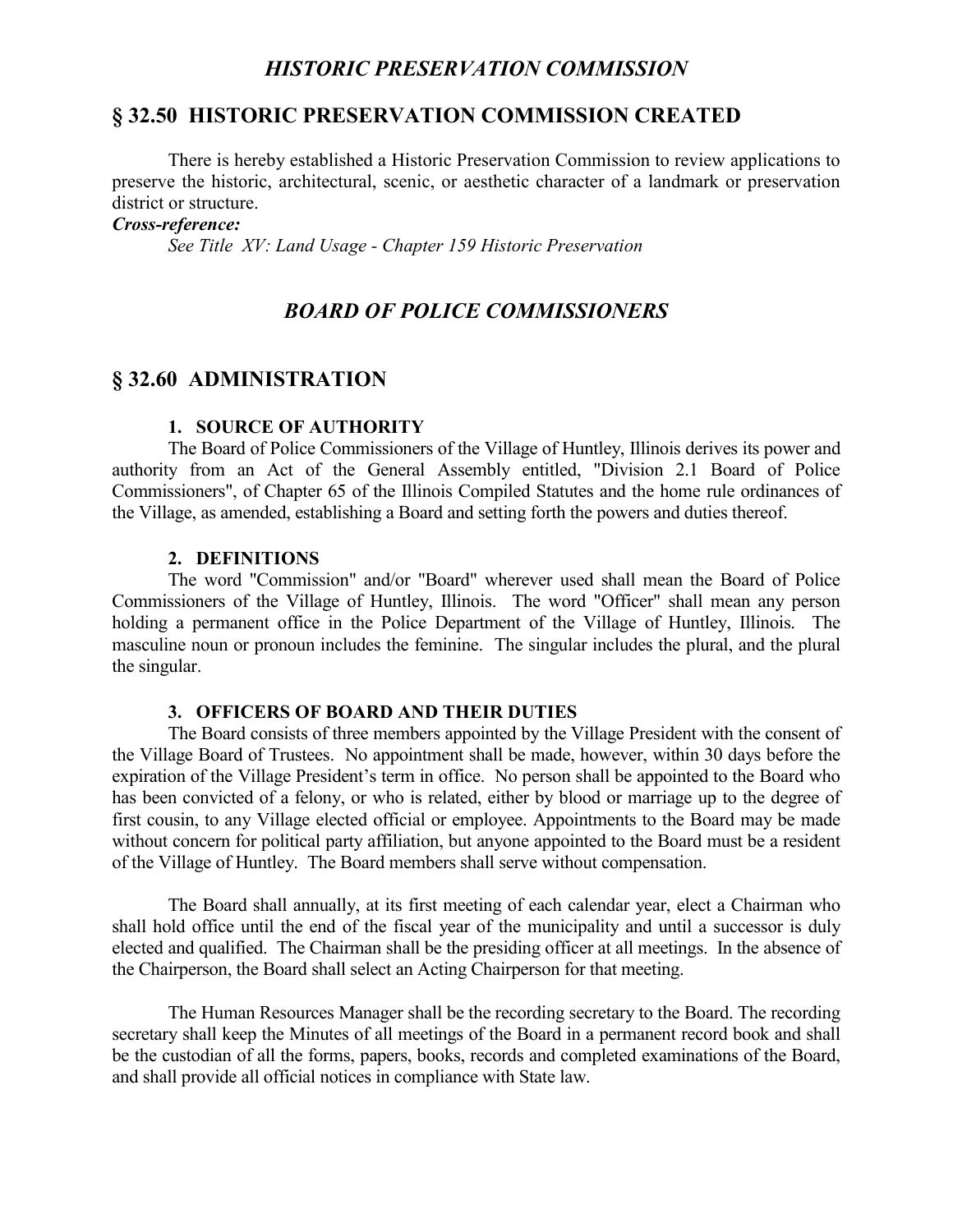## *HISTORIC PRESERVATION COMMISSION*

## § 32.50 HISTORIC PRESERVATION COMMISSION CREATED

There is hereby established a Historic Preservation Commission to review applications to preserve the historic, architectural, scenic, or aesthetic character of a landmark or preservation district or structure.

***Cross-reference:***

*See Title XV: Land Usage - Chapter 159 Historic Preservation*

## *BOARD OF POLICE COMMISSIONERS*

## § 32.60 ADMINISTRATION

### 1. SOURCE OF AUTHORITY

The Board of Police Commissioners of the Village of Huntley, Illinois derives its power and authority from an Act of the General Assembly entitled, "Division 2.1 Board of Police Commissioners", of Chapter 65 of the Illinois Compiled Statutes and the home rule ordinances of the Village, as amended, establishing a Board and setting forth the powers and duties thereof.

### 2. DEFINITIONS

The word "Commission" and/or "Board" wherever used shall mean the Board of Police Commissioners of the Village of Huntley, Illinois. The word "Officer" shall mean any person holding a permanent office in the Police Department of the Village of Huntley, Illinois. The masculine noun or pronoun includes the feminine. The singular includes the plural, and the plural the singular.

### 3. OFFICERS OF BOARD AND THEIR DUTIES

The Board consists of three members appointed by the Village President with the consent of the Village Board of Trustees. No appointment shall be made, however, within 30 days before the expiration of the Village President's term in office. No person shall be appointed to the Board who has been convicted of a felony, or who is related, either by blood or marriage up to the degree of first cousin, to any Village elected official or employee. Appointments to the Board may be made without concern for political party affiliation, but anyone appointed to the Board must be a resident of the Village of Huntley. The Board members shall serve without compensation.

The Board shall annually, at its first meeting of each calendar year, elect a Chairman who shall hold office until the end of the fiscal year of the municipality and until a successor is duly elected and qualified. The Chairman shall be the presiding officer at all meetings. In the absence of the Chairperson, the Board shall select an Acting Chairperson for that meeting.

The Human Resources Manager shall be the recording secretary to the Board. The recording secretary shall keep the Minutes of all meetings of the Board in a permanent record book and shall be the custodian of all the forms, papers, books, records and completed examinations of the Board, and shall provide all official notices in compliance with State law.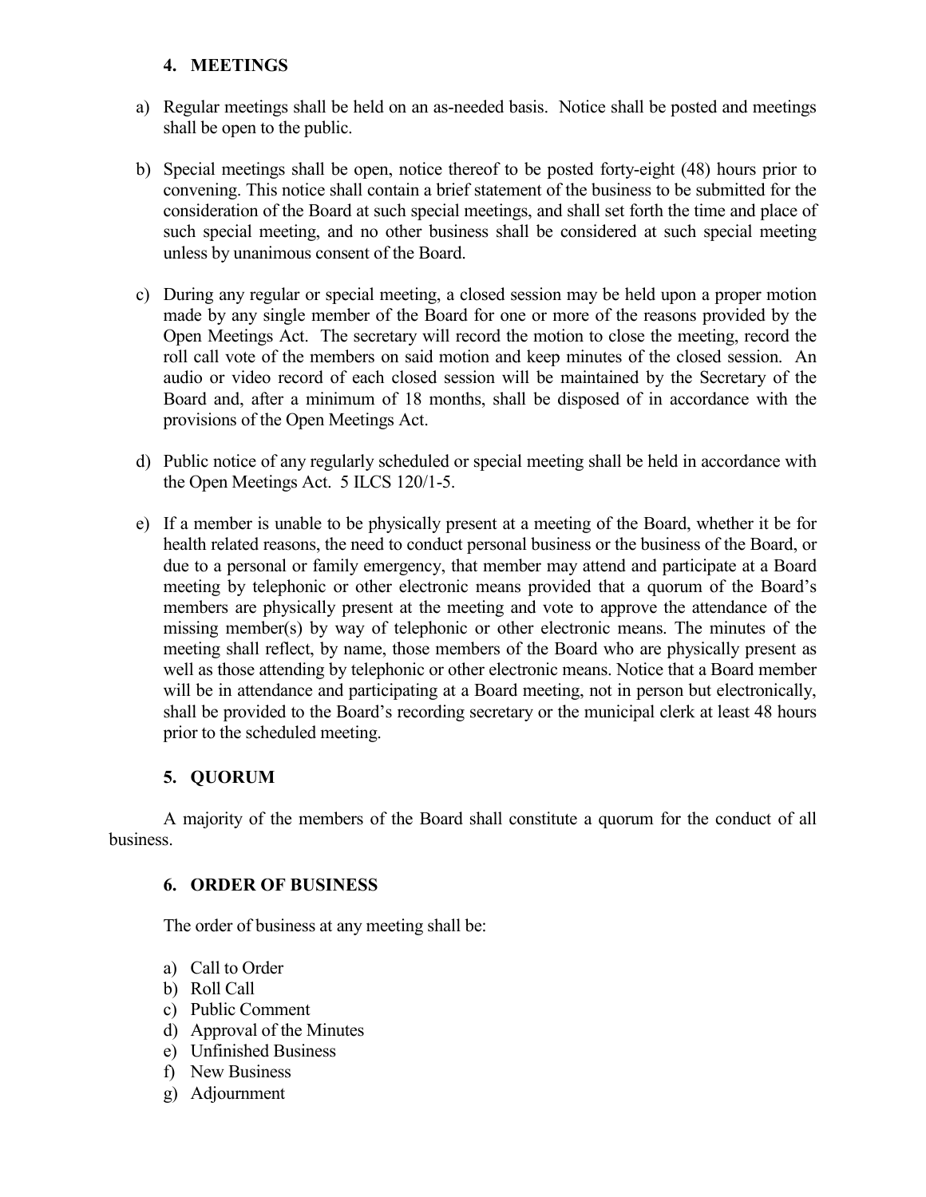## 4. MEETINGS

a) Regular meetings shall be held on an as-needed basis. Notice shall be posted and meetings shall be open to the public.

b) Special meetings shall be open, notice thereof to be posted forty-eight (48) hours prior to convening. This notice shall contain a brief statement of the business to be submitted for the consideration of the Board at such special meetings, and shall set forth the time and place of such special meeting, and no other business shall be considered at such special meeting unless by unanimous consent of the Board.

c) During any regular or special meeting, a closed session may be held upon a proper motion made by any single member of the Board for one or more of the reasons provided by the Open Meetings Act. The secretary will record the motion to close the meeting, record the roll call vote of the members on said motion and keep minutes of the closed session. An audio or video record of each closed session will be maintained by the Secretary of the Board and, after a minimum of 18 months, shall be disposed of in accordance with the provisions of the Open Meetings Act.

d) Public notice of any regularly scheduled or special meeting shall be held in accordance with the Open Meetings Act. 5 ILCS 120/1-5.

e) If a member is unable to be physically present at a meeting of the Board, whether it be for health related reasons, the need to conduct personal business or the business of the Board, or due to a personal or family emergency, that member may attend and participate at a Board meeting by telephonic or other electronic means provided that a quorum of the Board's members are physically present at the meeting and vote to approve the attendance of the missing member(s) by way of telephonic or other electronic means. The minutes of the meeting shall reflect, by name, those members of the Board who are physically present as well as those attending by telephonic or other electronic means. Notice that a Board member will be in attendance and participating at a Board meeting, not in person but electronically, shall be provided to the Board's recording secretary or the municipal clerk at least 48 hours prior to the scheduled meeting.

## 5. QUORUM

A majority of the members of the Board shall constitute a quorum for the conduct of all business.

## 6. ORDER OF BUSINESS

The order of business at any meeting shall be:

a) Call to Order
b) Roll Call
c) Public Comment
d) Approval of the Minutes
e) Unfinished Business
f) New Business
g) Adjournment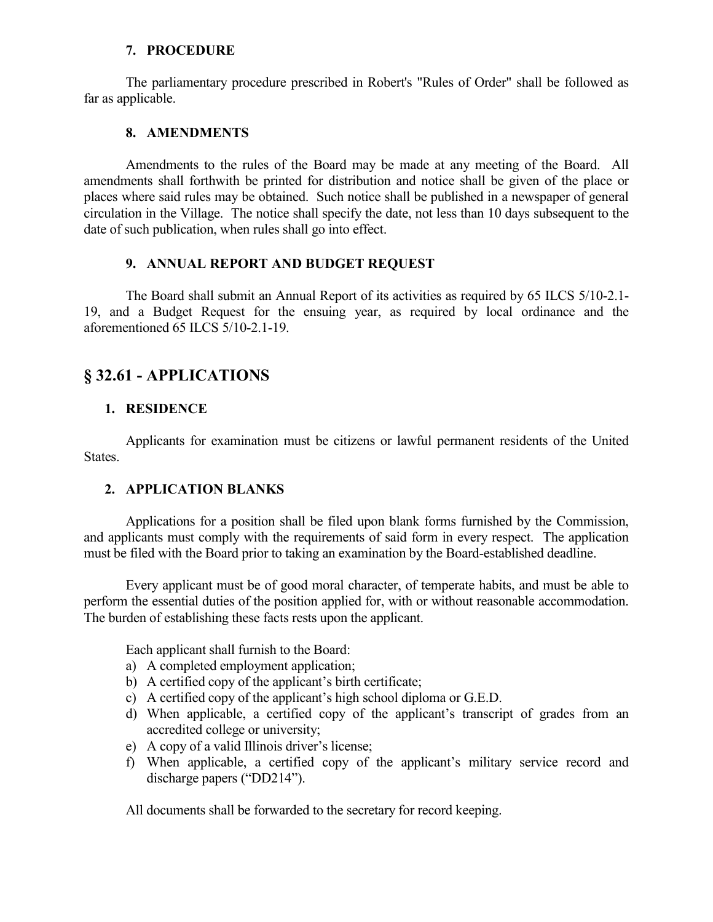### 7. PROCEDURE

The parliamentary procedure prescribed in Robert's "Rules of Order" shall be followed as far as applicable.

### 8. AMENDMENTS

Amendments to the rules of the Board may be made at any meeting of the Board. All amendments shall forthwith be printed for distribution and notice shall be given of the place or places where said rules may be obtained. Such notice shall be published in a newspaper of general circulation in the Village. The notice shall specify the date, not less than 10 days subsequent to the date of such publication, when rules shall go into effect.

### 9. ANNUAL REPORT AND BUDGET REQUEST

The Board shall submit an Annual Report of its activities as required by 65 ILCS 5/10-2.1-19, and a Budget Request for the ensuing year, as required by local ordinance and the aforementioned 65 ILCS 5/10-2.1-19.

## § 32.61 - APPLICATIONS

### 1. RESIDENCE

Applicants for examination must be citizens or lawful permanent residents of the United States.

### 2. APPLICATION BLANKS

Applications for a position shall be filed upon blank forms furnished by the Commission, and applicants must comply with the requirements of said form in every respect. The application must be filed with the Board prior to taking an examination by the Board-established deadline.

Every applicant must be of good moral character, of temperate habits, and must be able to perform the essential duties of the position applied for, with or without reasonable accommodation. The burden of establishing these facts rests upon the applicant.

Each applicant shall furnish to the Board:

a) A completed employment application;
b) A certified copy of the applicant's birth certificate;
c) A certified copy of the applicant's high school diploma or G.E.D.
d) When applicable, a certified copy of the applicant's transcript of grades from an accredited college or university;
e) A copy of a valid Illinois driver's license;
f) When applicable, a certified copy of the applicant's military service record and discharge papers ("DD214").

All documents shall be forwarded to the secretary for record keeping.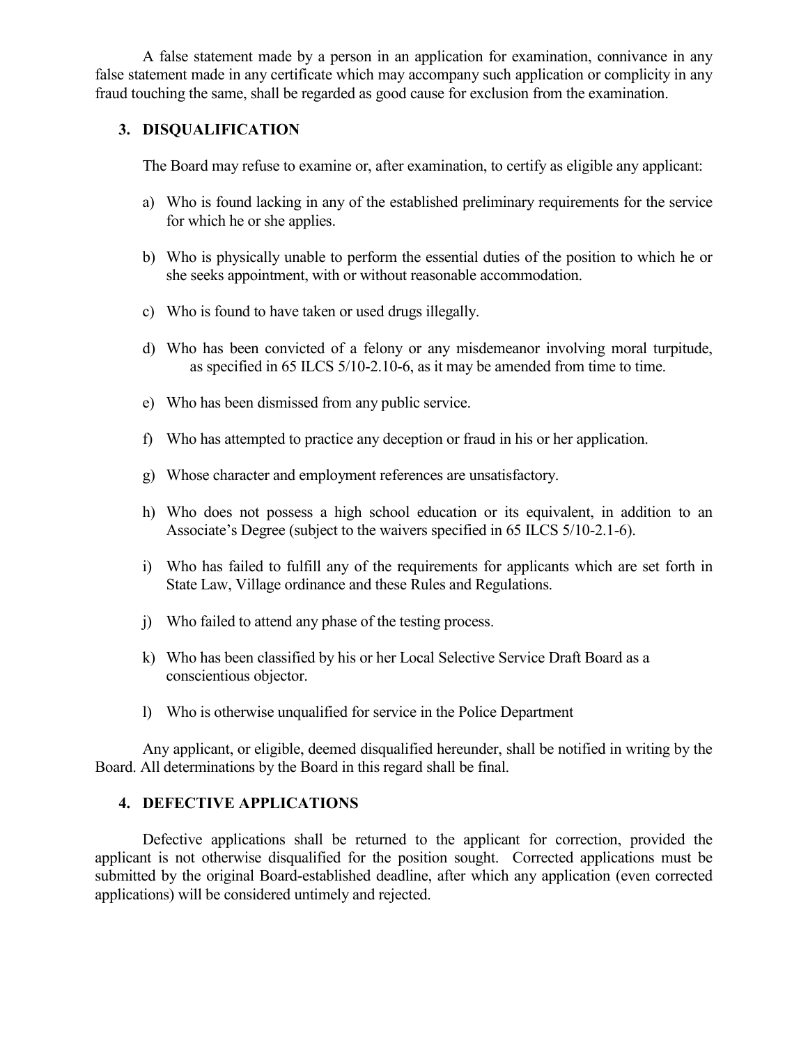A false statement made by a person in an application for examination, connivance in any false statement made in any certificate which may accompany such application or complicity in any fraud touching the same, shall be regarded as good cause for exclusion from the examination.

### 3. DISQUALIFICATION

The Board may refuse to examine or, after examination, to certify as eligible any applicant:

a) Who is found lacking in any of the established preliminary requirements for the service for which he or she applies.

b) Who is physically unable to perform the essential duties of the position to which he or she seeks appointment, with or without reasonable accommodation.

c) Who is found to have taken or used drugs illegally.

d) Who has been convicted of a felony or any misdemeanor involving moral turpitude, as specified in 65 ILCS 5/10-2.10-6, as it may be amended from time to time.

e) Who has been dismissed from any public service.

f) Who has attempted to practice any deception or fraud in his or her application.

g) Whose character and employment references are unsatisfactory.

h) Who does not possess a high school education or its equivalent, in addition to an Associate's Degree (subject to the waivers specified in 65 ILCS 5/10-2.1-6).

i) Who has failed to fulfill any of the requirements for applicants which are set forth in State Law, Village ordinance and these Rules and Regulations.

j) Who failed to attend any phase of the testing process.

k) Who has been classified by his or her Local Selective Service Draft Board as a conscientious objector.

l) Who is otherwise unqualified for service in the Police Department

Any applicant, or eligible, deemed disqualified hereunder, shall be notified in writing by the Board. All determinations by the Board in this regard shall be final.

### 4. DEFECTIVE APPLICATIONS

Defective applications shall be returned to the applicant for correction, provided the applicant is not otherwise disqualified for the position sought. Corrected applications must be submitted by the original Board-established deadline, after which any application (even corrected applications) will be considered untimely and rejected.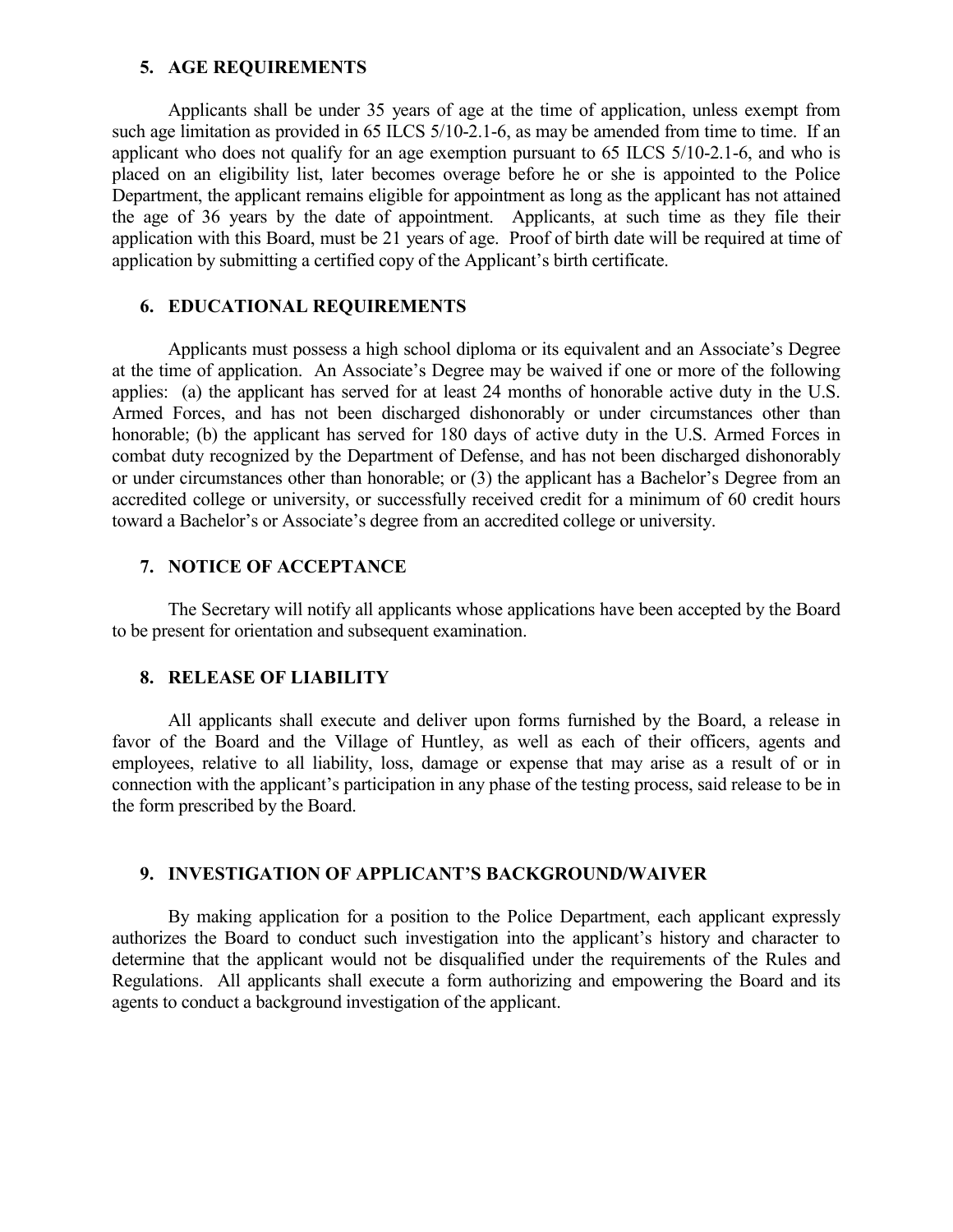### 5. AGE REQUIREMENTS

Applicants shall be under 35 years of age at the time of application, unless exempt from such age limitation as provided in 65 ILCS 5/10-2.1-6, as may be amended from time to time. If an applicant who does not qualify for an age exemption pursuant to 65 ILCS 5/10-2.1-6, and who is placed on an eligibility list, later becomes overage before he or she is appointed to the Police Department, the applicant remains eligible for appointment as long as the applicant has not attained the age of 36 years by the date of appointment. Applicants, at such time as they file their application with this Board, must be 21 years of age. Proof of birth date will be required at time of application by submitting a certified copy of the Applicant's birth certificate.

### 6. EDUCATIONAL REQUIREMENTS

Applicants must possess a high school diploma or its equivalent and an Associate's Degree at the time of application. An Associate's Degree may be waived if one or more of the following applies: (a) the applicant has served for at least 24 months of honorable active duty in the U.S. Armed Forces, and has not been discharged dishonorably or under circumstances other than honorable; (b) the applicant has served for 180 days of active duty in the U.S. Armed Forces in combat duty recognized by the Department of Defense, and has not been discharged dishonorably or under circumstances other than honorable; or (3) the applicant has a Bachelor's Degree from an accredited college or university, or successfully received credit for a minimum of 60 credit hours toward a Bachelor's or Associate's degree from an accredited college or university.

### 7. NOTICE OF ACCEPTANCE

The Secretary will notify all applicants whose applications have been accepted by the Board to be present for orientation and subsequent examination.

### 8. RELEASE OF LIABILITY

All applicants shall execute and deliver upon forms furnished by the Board, a release in favor of the Board and the Village of Huntley, as well as each of their officers, agents and employees, relative to all liability, loss, damage or expense that may arise as a result of or in connection with the applicant's participation in any phase of the testing process, said release to be in the form prescribed by the Board.

### 9. INVESTIGATION OF APPLICANT'S BACKGROUND/WAIVER

By making application for a position to the Police Department, each applicant expressly authorizes the Board to conduct such investigation into the applicant's history and character to determine that the applicant would not be disqualified under the requirements of the Rules and Regulations. All applicants shall execute a form authorizing and empowering the Board and its agents to conduct a background investigation of the applicant.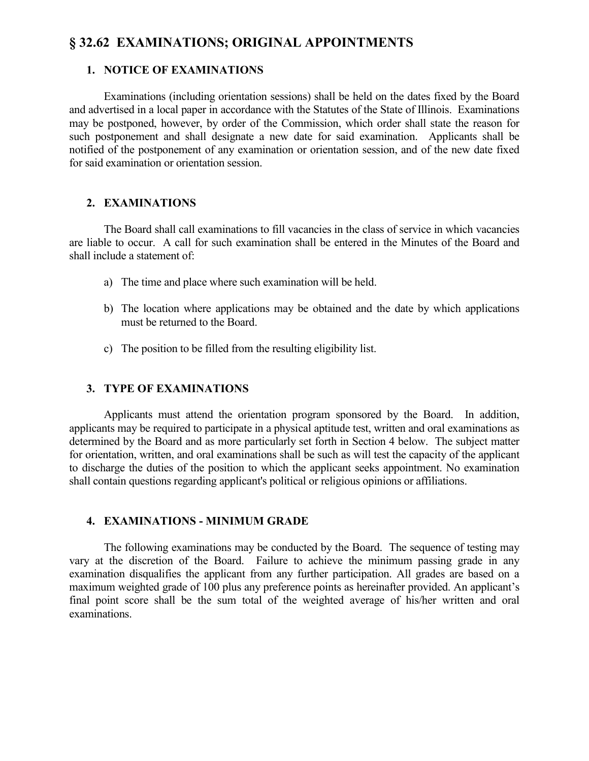## § 32.62 EXAMINATIONS; ORIGINAL APPOINTMENTS

### 1. NOTICE OF EXAMINATIONS

Examinations (including orientation sessions) shall be held on the dates fixed by the Board and advertised in a local paper in accordance with the Statutes of the State of Illinois. Examinations may be postponed, however, by order of the Commission, which order shall state the reason for such postponement and shall designate a new date for said examination. Applicants shall be notified of the postponement of any examination or orientation session, and of the new date fixed for said examination or orientation session.

### 2. EXAMINATIONS

The Board shall call examinations to fill vacancies in the class of service in which vacancies are liable to occur. A call for such examination shall be entered in the Minutes of the Board and shall include a statement of:

a) The time and place where such examination will be held.

b) The location where applications may be obtained and the date by which applications must be returned to the Board.

c) The position to be filled from the resulting eligibility list.

### 3. TYPE OF EXAMINATIONS

Applicants must attend the orientation program sponsored by the Board. In addition, applicants may be required to participate in a physical aptitude test, written and oral examinations as determined by the Board and as more particularly set forth in Section 4 below. The subject matter for orientation, written, and oral examinations shall be such as will test the capacity of the applicant to discharge the duties of the position to which the applicant seeks appointment. No examination shall contain questions regarding applicant's political or religious opinions or affiliations.

### 4. EXAMINATIONS - MINIMUM GRADE

The following examinations may be conducted by the Board. The sequence of testing may vary at the discretion of the Board. Failure to achieve the minimum passing grade in any examination disqualifies the applicant from any further participation. All grades are based on a maximum weighted grade of 100 plus any preference points as hereinafter provided. An applicant's final point score shall be the sum total of the weighted average of his/her written and oral examinations.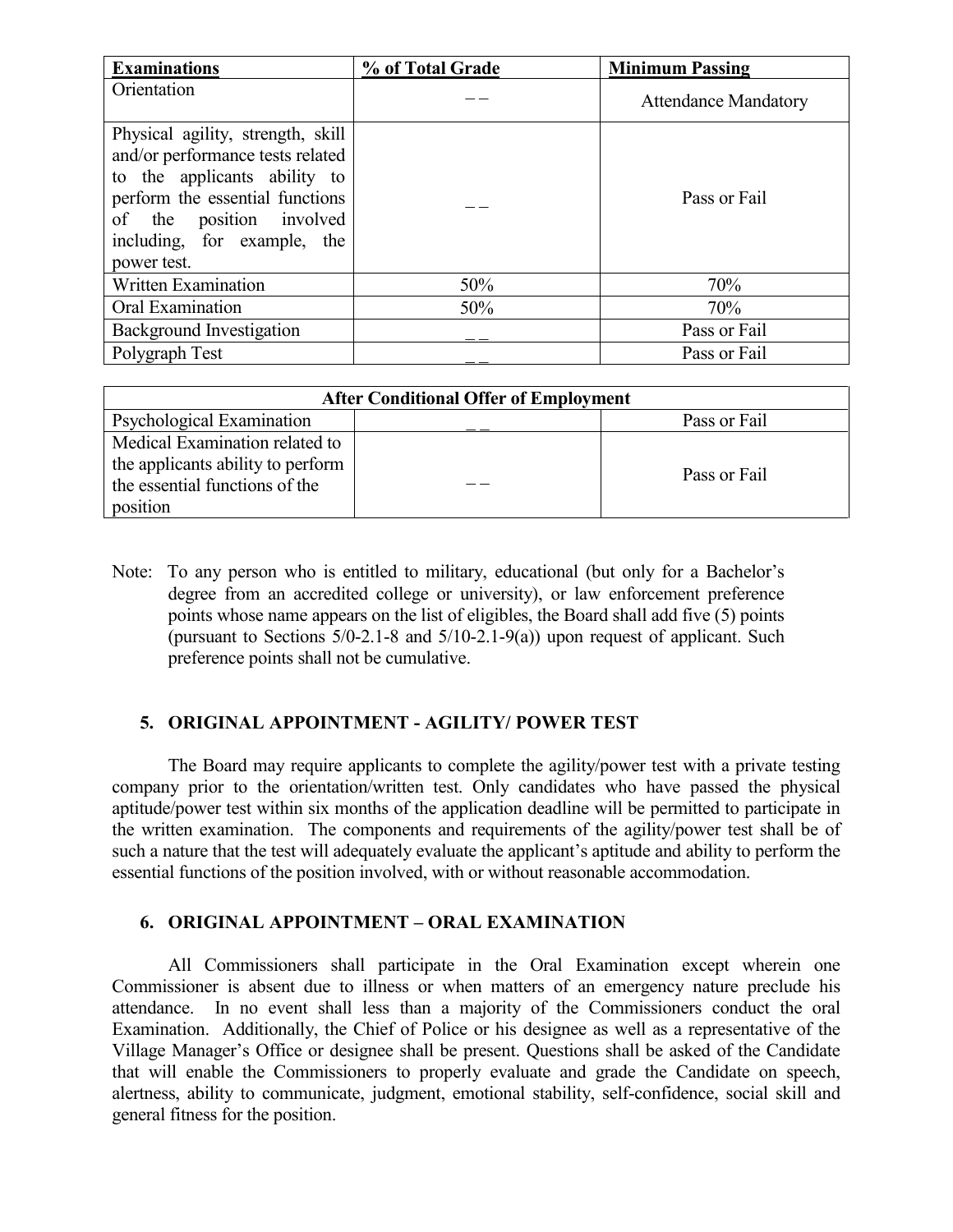| Examinations | % of Total Grade | Minimum Passing |
|---|---|---|
| Orientation | – – | Attendance Mandatory |
| Physical agility, strength, skill and/or performance tests related to the applicants ability to perform the essential functions of the position involved including, for example, the power test. | – – | Pass or Fail |
| Written Examination | 50% | 70% |
| Oral Examination | 50% | 70% |
| Background Investigation | _ _ | Pass or Fail |
| Polygraph Test | _ _ | Pass or Fail |

| After Conditional Offer of Employment | | |
|---|---|---|
| Psychological Examination | _ _ | Pass or Fail |
| Medical Examination related to the applicants ability to perform the essential functions of the position | – – | Pass or Fail |

Note: To any person who is entitled to military, educational (but only for a Bachelor's degree from an accredited college or university), or law enforcement preference points whose name appears on the list of eligibles, the Board shall add five (5) points (pursuant to Sections 5/0-2.1-8 and 5/10-2.1-9(a)) upon request of applicant. Such preference points shall not be cumulative.

### 5. ORIGINAL APPOINTMENT - AGILITY/ POWER TEST

The Board may require applicants to complete the agility/power test with a private testing company prior to the orientation/written test. Only candidates who have passed the physical aptitude/power test within six months of the application deadline will be permitted to participate in the written examination. The components and requirements of the agility/power test shall be of such a nature that the test will adequately evaluate the applicant's aptitude and ability to perform the essential functions of the position involved, with or without reasonable accommodation.

### 6. ORIGINAL APPOINTMENT – ORAL EXAMINATION

All Commissioners shall participate in the Oral Examination except wherein one Commissioner is absent due to illness or when matters of an emergency nature preclude his attendance. In no event shall less than a majority of the Commissioners conduct the oral Examination. Additionally, the Chief of Police or his designee as well as a representative of the Village Manager's Office or designee shall be present. Questions shall be asked of the Candidate that will enable the Commissioners to properly evaluate and grade the Candidate on speech, alertness, ability to communicate, judgment, emotional stability, self-confidence, social skill and general fitness for the position.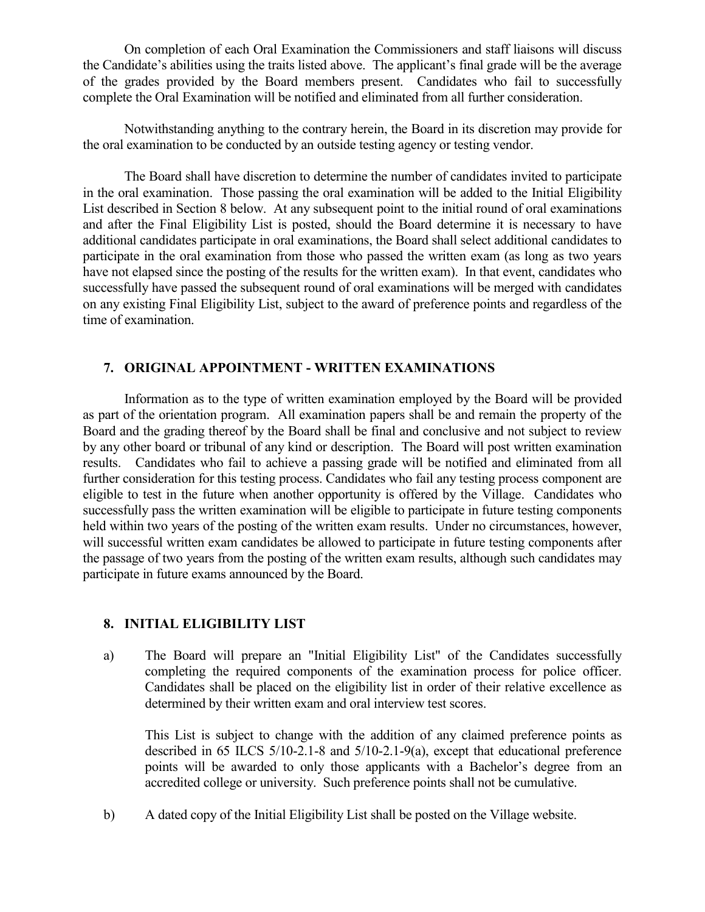On completion of each Oral Examination the Commissioners and staff liaisons will discuss the Candidate's abilities using the traits listed above. The applicant's final grade will be the average of the grades provided by the Board members present. Candidates who fail to successfully complete the Oral Examination will be notified and eliminated from all further consideration.

Notwithstanding anything to the contrary herein, the Board in its discretion may provide for the oral examination to be conducted by an outside testing agency or testing vendor.

The Board shall have discretion to determine the number of candidates invited to participate in the oral examination. Those passing the oral examination will be added to the Initial Eligibility List described in Section 8 below. At any subsequent point to the initial round of oral examinations and after the Final Eligibility List is posted, should the Board determine it is necessary to have additional candidates participate in oral examinations, the Board shall select additional candidates to participate in the oral examination from those who passed the written exam (as long as two years have not elapsed since the posting of the results for the written exam). In that event, candidates who successfully have passed the subsequent round of oral examinations will be merged with candidates on any existing Final Eligibility List, subject to the award of preference points and regardless of the time of examination.

## 7. ORIGINAL APPOINTMENT - WRITTEN EXAMINATIONS

Information as to the type of written examination employed by the Board will be provided as part of the orientation program. All examination papers shall be and remain the property of the Board and the grading thereof by the Board shall be final and conclusive and not subject to review by any other board or tribunal of any kind or description. The Board will post written examination results. Candidates who fail to achieve a passing grade will be notified and eliminated from all further consideration for this testing process. Candidates who fail any testing process component are eligible to test in the future when another opportunity is offered by the Village. Candidates who successfully pass the written examination will be eligible to participate in future testing components held within two years of the posting of the written exam results. Under no circumstances, however, will successful written exam candidates be allowed to participate in future testing components after the passage of two years from the posting of the written exam results, although such candidates may participate in future exams announced by the Board.

## 8. INITIAL ELIGIBILITY LIST

a) The Board will prepare an "Initial Eligibility List" of the Candidates successfully completing the required components of the examination process for police officer. Candidates shall be placed on the eligibility list in order of their relative excellence as determined by their written exam and oral interview test scores.

   This List is subject to change with the addition of any claimed preference points as described in 65 ILCS 5/10-2.1-8 and 5/10-2.1-9(a), except that educational preference points will be awarded to only those applicants with a Bachelor's degree from an accredited college or university. Such preference points shall not be cumulative.

b) A dated copy of the Initial Eligibility List shall be posted on the Village website.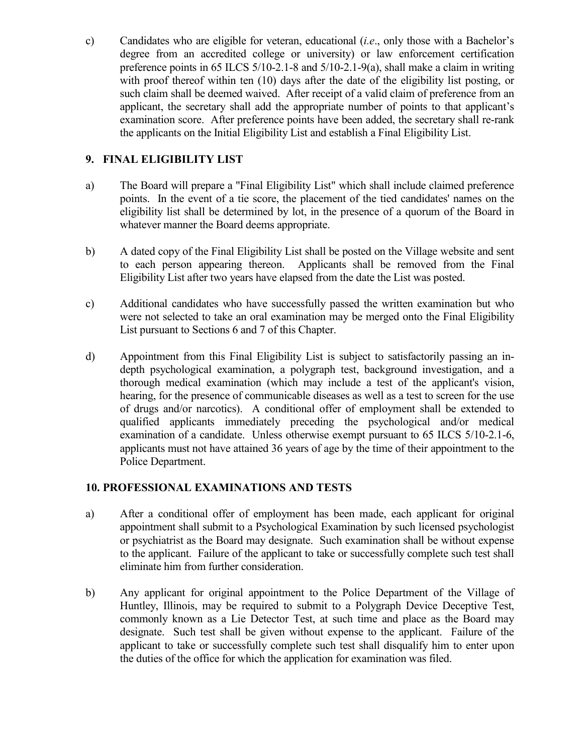c) Candidates who are eligible for veteran, educational (*i.e*., only those with a Bachelor's degree from an accredited college or university) or law enforcement certification preference points in 65 ILCS 5/10-2.1-8 and 5/10-2.1-9(a), shall make a claim in writing with proof thereof within ten (10) days after the date of the eligibility list posting, or such claim shall be deemed waived. After receipt of a valid claim of preference from an applicant, the secretary shall add the appropriate number of points to that applicant's examination score. After preference points have been added, the secretary shall re-rank the applicants on the Initial Eligibility List and establish a Final Eligibility List.

## 9. FINAL ELIGIBILITY LIST

a) The Board will prepare a "Final Eligibility List" which shall include claimed preference points. In the event of a tie score, the placement of the tied candidates' names on the eligibility list shall be determined by lot, in the presence of a quorum of the Board in whatever manner the Board deems appropriate.

b) A dated copy of the Final Eligibility List shall be posted on the Village website and sent to each person appearing thereon. Applicants shall be removed from the Final Eligibility List after two years have elapsed from the date the List was posted.

c) Additional candidates who have successfully passed the written examination but who were not selected to take an oral examination may be merged onto the Final Eligibility List pursuant to Sections 6 and 7 of this Chapter.

d) Appointment from this Final Eligibility List is subject to satisfactorily passing an in-depth psychological examination, a polygraph test, background investigation, and a thorough medical examination (which may include a test of the applicant's vision, hearing, for the presence of communicable diseases as well as a test to screen for the use of drugs and/or narcotics). A conditional offer of employment shall be extended to qualified applicants immediately preceding the psychological and/or medical examination of a candidate. Unless otherwise exempt pursuant to 65 ILCS 5/10-2.1-6, applicants must not have attained 36 years of age by the time of their appointment to the Police Department.

## 10. PROFESSIONAL EXAMINATIONS AND TESTS

a) After a conditional offer of employment has been made, each applicant for original appointment shall submit to a Psychological Examination by such licensed psychologist or psychiatrist as the Board may designate. Such examination shall be without expense to the applicant. Failure of the applicant to take or successfully complete such test shall eliminate him from further consideration.

b) Any applicant for original appointment to the Police Department of the Village of Huntley, Illinois, may be required to submit to a Polygraph Device Deceptive Test, commonly known as a Lie Detector Test, at such time and place as the Board may designate. Such test shall be given without expense to the applicant. Failure of the applicant to take or successfully complete such test shall disqualify him to enter upon the duties of the office for which the application for examination was filed.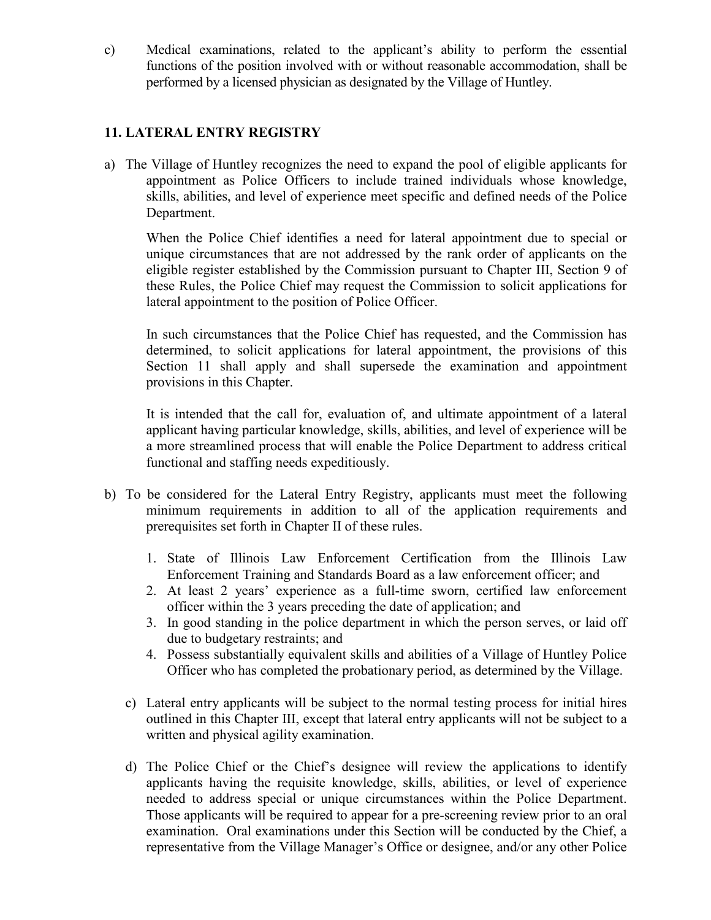c) Medical examinations, related to the applicant's ability to perform the essential functions of the position involved with or without reasonable accommodation, shall be performed by a licensed physician as designated by the Village of Huntley.

## 11. LATERAL ENTRY REGISTRY

a) The Village of Huntley recognizes the need to expand the pool of eligible applicants for appointment as Police Officers to include trained individuals whose knowledge, skills, abilities, and level of experience meet specific and defined needs of the Police Department.

When the Police Chief identifies a need for lateral appointment due to special or unique circumstances that are not addressed by the rank order of applicants on the eligible register established by the Commission pursuant to Chapter III, Section 9 of these Rules, the Police Chief may request the Commission to solicit applications for lateral appointment to the position of Police Officer.

In such circumstances that the Police Chief has requested, and the Commission has determined, to solicit applications for lateral appointment, the provisions of this Section 11 shall apply and shall supersede the examination and appointment provisions in this Chapter.

It is intended that the call for, evaluation of, and ultimate appointment of a lateral applicant having particular knowledge, skills, abilities, and level of experience will be a more streamlined process that will enable the Police Department to address critical functional and staffing needs expeditiously.

b) To be considered for the Lateral Entry Registry, applicants must meet the following minimum requirements in addition to all of the application requirements and prerequisites set forth in Chapter II of these rules.

1. State of Illinois Law Enforcement Certification from the Illinois Law Enforcement Training and Standards Board as a law enforcement officer; and
2. At least 2 years' experience as a full-time sworn, certified law enforcement officer within the 3 years preceding the date of application; and
3. In good standing in the police department in which the person serves, or laid off due to budgetary restraints; and
4. Possess substantially equivalent skills and abilities of a Village of Huntley Police Officer who has completed the probationary period, as determined by the Village.

c) Lateral entry applicants will be subject to the normal testing process for initial hires outlined in this Chapter III, except that lateral entry applicants will not be subject to a written and physical agility examination.

d) The Police Chief or the Chief's designee will review the applications to identify applicants having the requisite knowledge, skills, abilities, or level of experience needed to address special or unique circumstances within the Police Department. Those applicants will be required to appear for a pre-screening review prior to an oral examination. Oral examinations under this Section will be conducted by the Chief, a representative from the Village Manager's Office or designee, and/or any other Police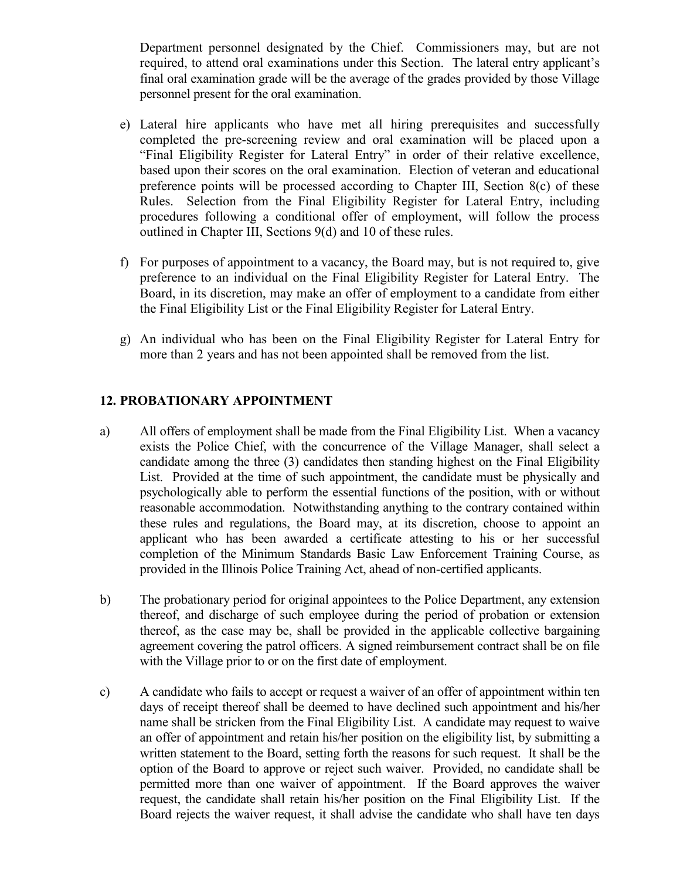Department personnel designated by the Chief. Commissioners may, but are not required, to attend oral examinations under this Section. The lateral entry applicant's final oral examination grade will be the average of the grades provided by those Village personnel present for the oral examination.

e) Lateral hire applicants who have met all hiring prerequisites and successfully completed the pre-screening review and oral examination will be placed upon a "Final Eligibility Register for Lateral Entry" in order of their relative excellence, based upon their scores on the oral examination. Election of veteran and educational preference points will be processed according to Chapter III, Section 8(c) of these Rules. Selection from the Final Eligibility Register for Lateral Entry, including procedures following a conditional offer of employment, will follow the process outlined in Chapter III, Sections 9(d) and 10 of these rules.

f) For purposes of appointment to a vacancy, the Board may, but is not required to, give preference to an individual on the Final Eligibility Register for Lateral Entry. The Board, in its discretion, may make an offer of employment to a candidate from either the Final Eligibility List or the Final Eligibility Register for Lateral Entry.

g) An individual who has been on the Final Eligibility Register for Lateral Entry for more than 2 years and has not been appointed shall be removed from the list.

## 12. PROBATIONARY APPOINTMENT

a) All offers of employment shall be made from the Final Eligibility List. When a vacancy exists the Police Chief, with the concurrence of the Village Manager, shall select a candidate among the three (3) candidates then standing highest on the Final Eligibility List. Provided at the time of such appointment, the candidate must be physically and psychologically able to perform the essential functions of the position, with or without reasonable accommodation. Notwithstanding anything to the contrary contained within these rules and regulations, the Board may, at its discretion, choose to appoint an applicant who has been awarded a certificate attesting to his or her successful completion of the Minimum Standards Basic Law Enforcement Training Course, as provided in the Illinois Police Training Act, ahead of non-certified applicants.

b) The probationary period for original appointees to the Police Department, any extension thereof, and discharge of such employee during the period of probation or extension thereof, as the case may be, shall be provided in the applicable collective bargaining agreement covering the patrol officers. A signed reimbursement contract shall be on file with the Village prior to or on the first date of employment.

c) A candidate who fails to accept or request a waiver of an offer of appointment within ten days of receipt thereof shall be deemed to have declined such appointment and his/her name shall be stricken from the Final Eligibility List. A candidate may request to waive an offer of appointment and retain his/her position on the eligibility list, by submitting a written statement to the Board, setting forth the reasons for such request. It shall be the option of the Board to approve or reject such waiver. Provided, no candidate shall be permitted more than one waiver of appointment. If the Board approves the waiver request, the candidate shall retain his/her position on the Final Eligibility List. If the Board rejects the waiver request, it shall advise the candidate who shall have ten days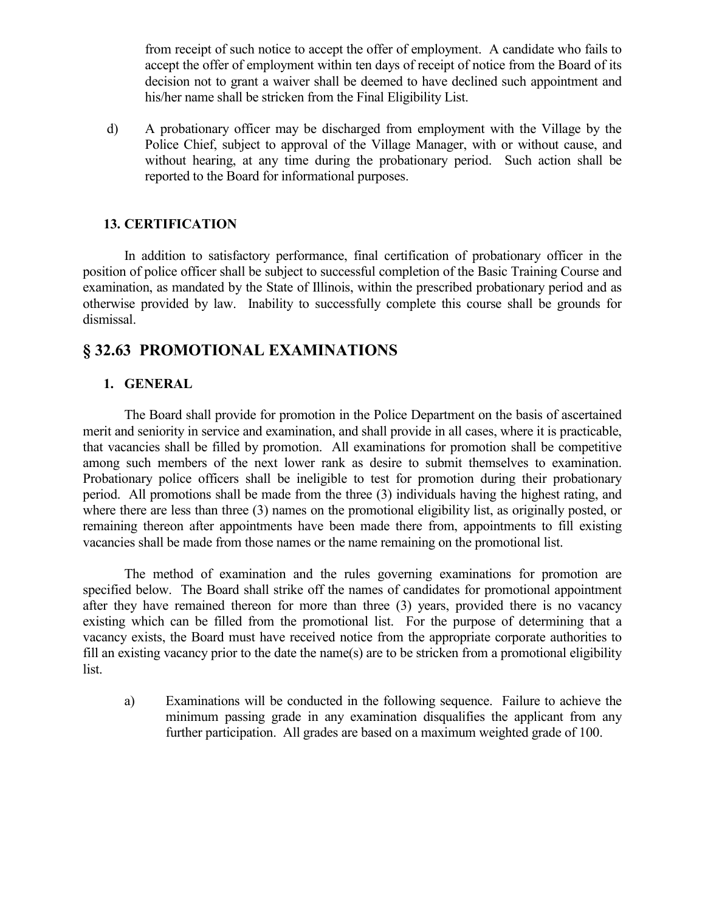from receipt of such notice to accept the offer of employment. A candidate who fails to accept the offer of employment within ten days of receipt of notice from the Board of its decision not to grant a waiver shall be deemed to have declined such appointment and his/her name shall be stricken from the Final Eligibility List.

d) A probationary officer may be discharged from employment with the Village by the Police Chief, subject to approval of the Village Manager, with or without cause, and without hearing, at any time during the probationary period. Such action shall be reported to the Board for informational purposes.

### 13. CERTIFICATION

In addition to satisfactory performance, final certification of probationary officer in the position of police officer shall be subject to successful completion of the Basic Training Course and examination, as mandated by the State of Illinois, within the prescribed probationary period and as otherwise provided by law. Inability to successfully complete this course shall be grounds for dismissal.

## § 32.63 PROMOTIONAL EXAMINATIONS

### 1. GENERAL

The Board shall provide for promotion in the Police Department on the basis of ascertained merit and seniority in service and examination, and shall provide in all cases, where it is practicable, that vacancies shall be filled by promotion. All examinations for promotion shall be competitive among such members of the next lower rank as desire to submit themselves to examination. Probationary police officers shall be ineligible to test for promotion during their probationary period. All promotions shall be made from the three (3) individuals having the highest rating, and where there are less than three (3) names on the promotional eligibility list, as originally posted, or remaining thereon after appointments have been made there from, appointments to fill existing vacancies shall be made from those names or the name remaining on the promotional list.

The method of examination and the rules governing examinations for promotion are specified below. The Board shall strike off the names of candidates for promotional appointment after they have remained thereon for more than three (3) years, provided there is no vacancy existing which can be filled from the promotional list. For the purpose of determining that a vacancy exists, the Board must have received notice from the appropriate corporate authorities to fill an existing vacancy prior to the date the name(s) are to be stricken from a promotional eligibility list.

a) Examinations will be conducted in the following sequence. Failure to achieve the minimum passing grade in any examination disqualifies the applicant from any further participation. All grades are based on a maximum weighted grade of 100.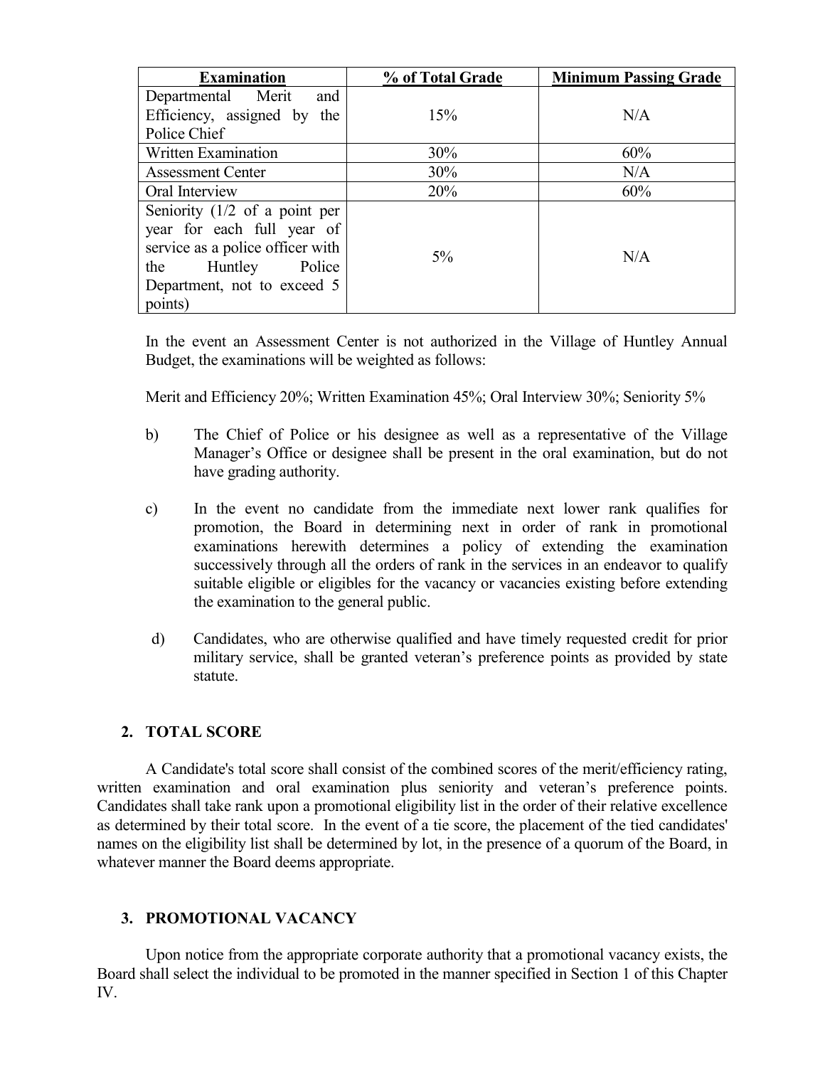| Examination | % of Total Grade | Minimum Passing Grade |
| --- | --- | --- |
| Departmental Merit and Efficiency, assigned by the Police Chief | 15% | N/A |
| Written Examination | 30% | 60% |
| Assessment Center | 30% | N/A |
| Oral Interview | 20% | 60% |
| Seniority (1/2 of a point per year for each full year of service as a police officer with the Huntley Police Department, not to exceed 5 points) | 5% | N/A |

In the event an Assessment Center is not authorized in the Village of Huntley Annual Budget, the examinations will be weighted as follows:

Merit and Efficiency 20%; Written Examination 45%; Oral Interview 30%; Seniority 5%

b) The Chief of Police or his designee as well as a representative of the Village Manager's Office or designee shall be present in the oral examination, but do not have grading authority.

c) In the event no candidate from the immediate next lower rank qualifies for promotion, the Board in determining next in order of rank in promotional examinations herewith determines a policy of extending the examination successively through all the orders of rank in the services in an endeavor to qualify suitable eligible or eligibles for the vacancy or vacancies existing before extending the examination to the general public.

d) Candidates, who are otherwise qualified and have timely requested credit for prior military service, shall be granted veteran's preference points as provided by state statute.

## 2. TOTAL SCORE

A Candidate's total score shall consist of the combined scores of the merit/efficiency rating, written examination and oral examination plus seniority and veteran's preference points. Candidates shall take rank upon a promotional eligibility list in the order of their relative excellence as determined by their total score. In the event of a tie score, the placement of the tied candidates' names on the eligibility list shall be determined by lot, in the presence of a quorum of the Board, in whatever manner the Board deems appropriate.

## 3. PROMOTIONAL VACANCY

Upon notice from the appropriate corporate authority that a promotional vacancy exists, the Board shall select the individual to be promoted in the manner specified in Section 1 of this Chapter IV.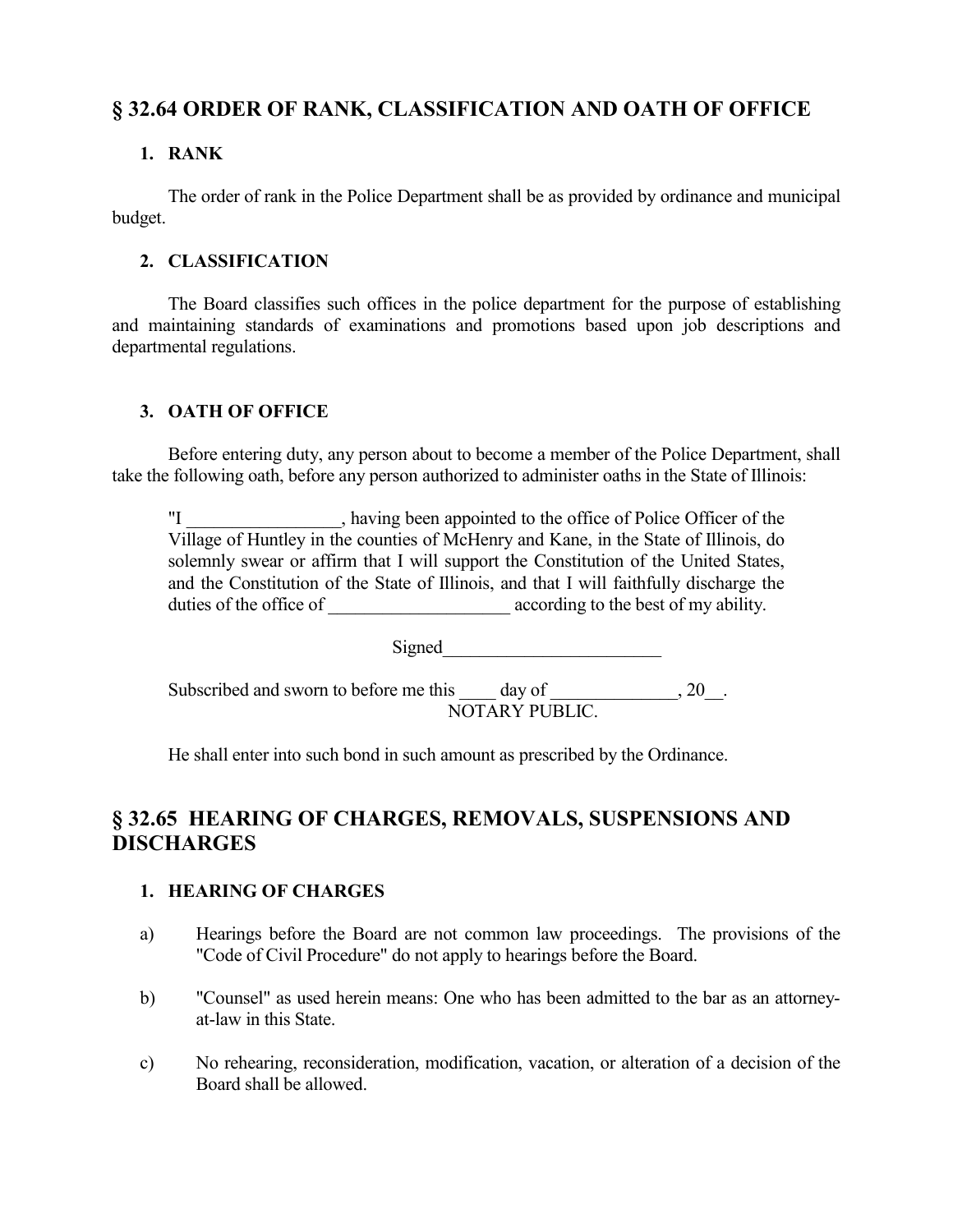## § 32.64 ORDER OF RANK, CLASSIFICATION AND OATH OF OFFICE

### 1. RANK

The order of rank in the Police Department shall be as provided by ordinance and municipal budget.

### 2. CLASSIFICATION

The Board classifies such offices in the police department for the purpose of establishing and maintaining standards of examinations and promotions based upon job descriptions and departmental regulations.

### 3. OATH OF OFFICE

Before entering duty, any person about to become a member of the Police Department, shall take the following oath, before any person authorized to administer oaths in the State of Illinois:

> "I _________________, having been appointed to the office of Police Officer of the Village of Huntley in the counties of McHenry and Kane, in the State of Illinois, do solemnly swear or affirm that I will support the Constitution of the United States, and the Constitution of the State of Illinois, and that I will faithfully discharge the duties of the office of ____________________ according to the best of my ability.
>
> Signed________________________
>
> Subscribed and sworn to before me this ____ day of ______________, 20__.
> NOTARY PUBLIC.

He shall enter into such bond in such amount as prescribed by the Ordinance.

## § 32.65 HEARING OF CHARGES, REMOVALS, SUSPENSIONS AND DISCHARGES

### 1. HEARING OF CHARGES

a) Hearings before the Board are not common law proceedings. The provisions of the "Code of Civil Procedure" do not apply to hearings before the Board.

b) "Counsel" as used herein means: One who has been admitted to the bar as an attorney-at-law in this State.

c) No rehearing, reconsideration, modification, vacation, or alteration of a decision of the Board shall be allowed.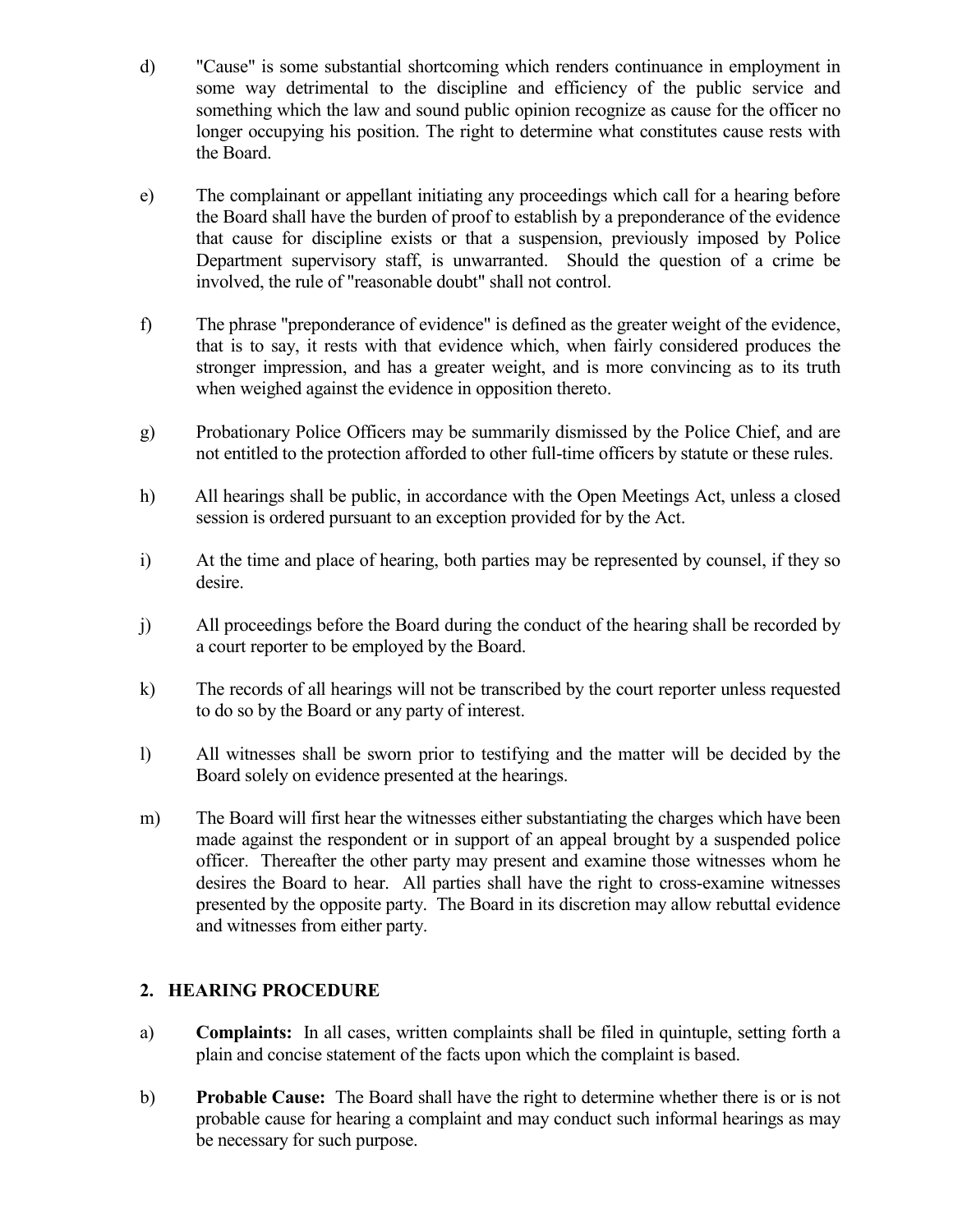d) "Cause" is some substantial shortcoming which renders continuance in employment in some way detrimental to the discipline and efficiency of the public service and something which the law and sound public opinion recognize as cause for the officer no longer occupying his position. The right to determine what constitutes cause rests with the Board.

e) The complainant or appellant initiating any proceedings which call for a hearing before the Board shall have the burden of proof to establish by a preponderance of the evidence that cause for discipline exists or that a suspension, previously imposed by Police Department supervisory staff, is unwarranted. Should the question of a crime be involved, the rule of "reasonable doubt" shall not control.

f) The phrase "preponderance of evidence" is defined as the greater weight of the evidence, that is to say, it rests with that evidence which, when fairly considered produces the stronger impression, and has a greater weight, and is more convincing as to its truth when weighed against the evidence in opposition thereto.

g) Probationary Police Officers may be summarily dismissed by the Police Chief, and are not entitled to the protection afforded to other full-time officers by statute or these rules.

h) All hearings shall be public, in accordance with the Open Meetings Act, unless a closed session is ordered pursuant to an exception provided for by the Act.

i) At the time and place of hearing, both parties may be represented by counsel, if they so desire.

j) All proceedings before the Board during the conduct of the hearing shall be recorded by a court reporter to be employed by the Board.

k) The records of all hearings will not be transcribed by the court reporter unless requested to do so by the Board or any party of interest.

l) All witnesses shall be sworn prior to testifying and the matter will be decided by the Board solely on evidence presented at the hearings.

m) The Board will first hear the witnesses either substantiating the charges which have been made against the respondent or in support of an appeal brought by a suspended police officer. Thereafter the other party may present and examine those witnesses whom he desires the Board to hear. All parties shall have the right to cross-examine witnesses presented by the opposite party. The Board in its discretion may allow rebuttal evidence and witnesses from either party.

## 2. HEARING PROCEDURE

a) **Complaints:** In all cases, written complaints shall be filed in quintuple, setting forth a plain and concise statement of the facts upon which the complaint is based.

b) **Probable Cause:** The Board shall have the right to determine whether there is or is not probable cause for hearing a complaint and may conduct such informal hearings as may be necessary for such purpose.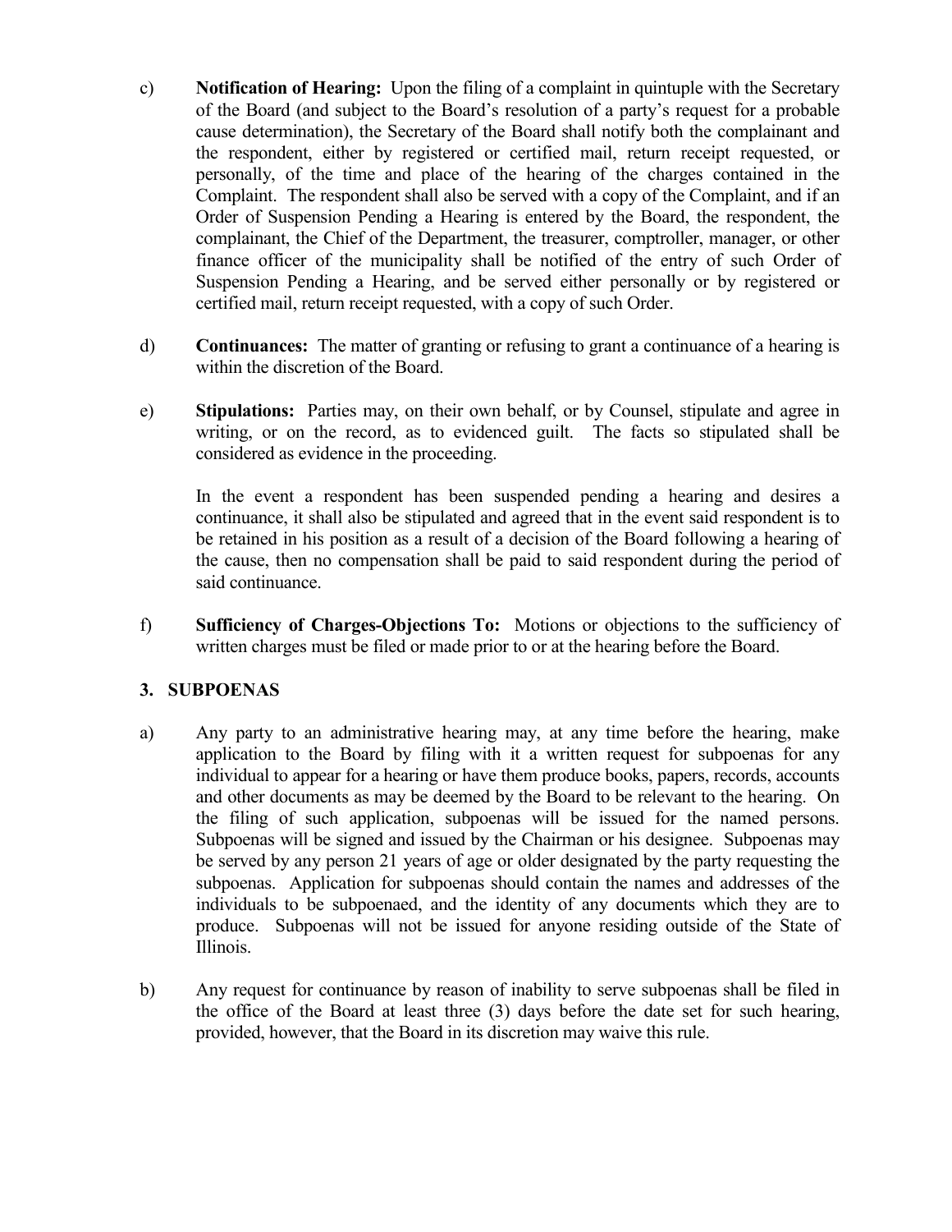c) **Notification of Hearing:** Upon the filing of a complaint in quintuple with the Secretary of the Board (and subject to the Board's resolution of a party's request for a probable cause determination), the Secretary of the Board shall notify both the complainant and the respondent, either by registered or certified mail, return receipt requested, or personally, of the time and place of the hearing of the charges contained in the Complaint. The respondent shall also be served with a copy of the Complaint, and if an Order of Suspension Pending a Hearing is entered by the Board, the respondent, the complainant, the Chief of the Department, the treasurer, comptroller, manager, or other finance officer of the municipality shall be notified of the entry of such Order of Suspension Pending a Hearing, and be served either personally or by registered or certified mail, return receipt requested, with a copy of such Order.

d) **Continuances:** The matter of granting or refusing to grant a continuance of a hearing is within the discretion of the Board.

e) **Stipulations:** Parties may, on their own behalf, or by Counsel, stipulate and agree in writing, or on the record, as to evidenced guilt. The facts so stipulated shall be considered as evidence in the proceeding.

   In the event a respondent has been suspended pending a hearing and desires a continuance, it shall also be stipulated and agreed that in the event said respondent is to be retained in his position as a result of a decision of the Board following a hearing of the cause, then no compensation shall be paid to said respondent during the period of said continuance.

f) **Sufficiency of Charges-Objections To:** Motions or objections to the sufficiency of written charges must be filed or made prior to or at the hearing before the Board.

### 3. SUBPOENAS

a) Any party to an administrative hearing may, at any time before the hearing, make application to the Board by filing with it a written request for subpoenas for any individual to appear for a hearing or have them produce books, papers, records, accounts and other documents as may be deemed by the Board to be relevant to the hearing. On the filing of such application, subpoenas will be issued for the named persons. Subpoenas will be signed and issued by the Chairman or his designee. Subpoenas may be served by any person 21 years of age or older designated by the party requesting the subpoenas. Application for subpoenas should contain the names and addresses of the individuals to be subpoenaed, and the identity of any documents which they are to produce. Subpoenas will not be issued for anyone residing outside of the State of Illinois.

b) Any request for continuance by reason of inability to serve subpoenas shall be filed in the office of the Board at least three (3) days before the date set for such hearing, provided, however, that the Board in its discretion may waive this rule.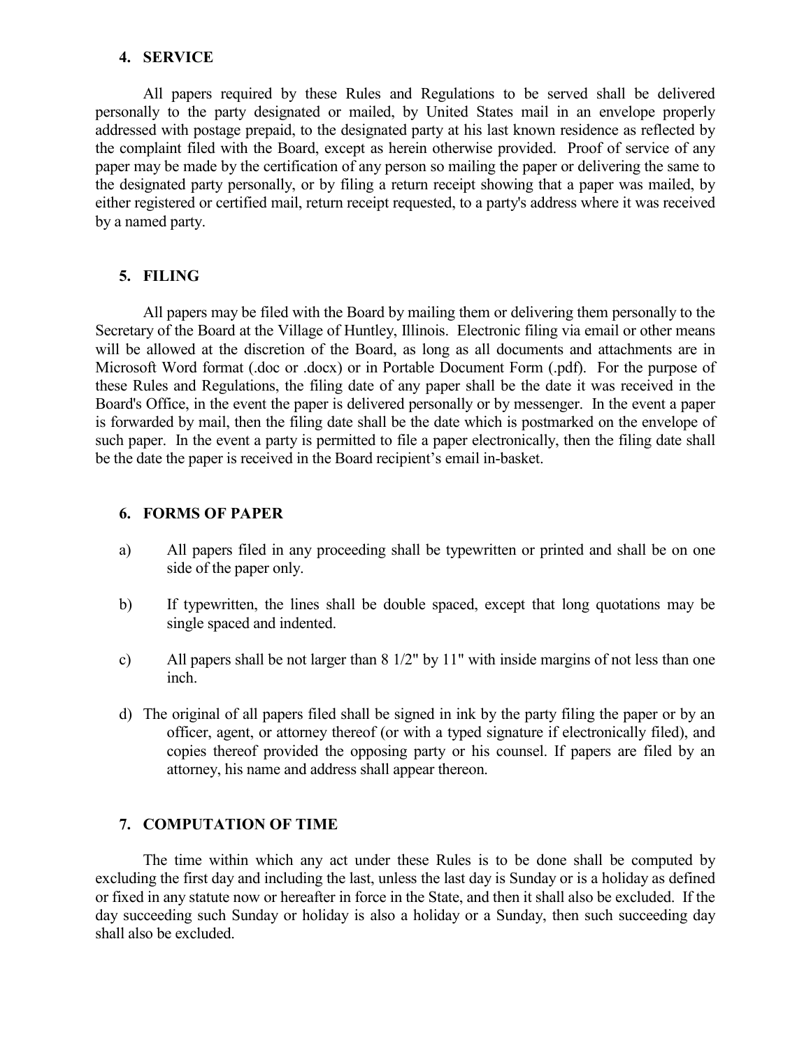### 4. SERVICE

All papers required by these Rules and Regulations to be served shall be delivered personally to the party designated or mailed, by United States mail in an envelope properly addressed with postage prepaid, to the designated party at his last known residence as reflected by the complaint filed with the Board, except as herein otherwise provided. Proof of service of any paper may be made by the certification of any person so mailing the paper or delivering the same to the designated party personally, or by filing a return receipt showing that a paper was mailed, by either registered or certified mail, return receipt requested, to a party's address where it was received by a named party.

### 5. FILING

All papers may be filed with the Board by mailing them or delivering them personally to the Secretary of the Board at the Village of Huntley, Illinois. Electronic filing via email or other means will be allowed at the discretion of the Board, as long as all documents and attachments are in Microsoft Word format (.doc or .docx) or in Portable Document Form (.pdf). For the purpose of these Rules and Regulations, the filing date of any paper shall be the date it was received in the Board's Office, in the event the paper is delivered personally or by messenger. In the event a paper is forwarded by mail, then the filing date shall be the date which is postmarked on the envelope of such paper. In the event a party is permitted to file a paper electronically, then the filing date shall be the date the paper is received in the Board recipient's email in-basket.

### 6. FORMS OF PAPER

a) All papers filed in any proceeding shall be typewritten or printed and shall be on one side of the paper only.

b) If typewritten, the lines shall be double spaced, except that long quotations may be single spaced and indented.

c) All papers shall be not larger than 8 1/2" by 11" with inside margins of not less than one inch.

d) The original of all papers filed shall be signed in ink by the party filing the paper or by an officer, agent, or attorney thereof (or with a typed signature if electronically filed), and copies thereof provided the opposing party or his counsel. If papers are filed by an attorney, his name and address shall appear thereon.

### 7. COMPUTATION OF TIME

The time within which any act under these Rules is to be done shall be computed by excluding the first day and including the last, unless the last day is Sunday or is a holiday as defined or fixed in any statute now or hereafter in force in the State, and then it shall also be excluded. If the day succeeding such Sunday or holiday is also a holiday or a Sunday, then such succeeding day shall also be excluded.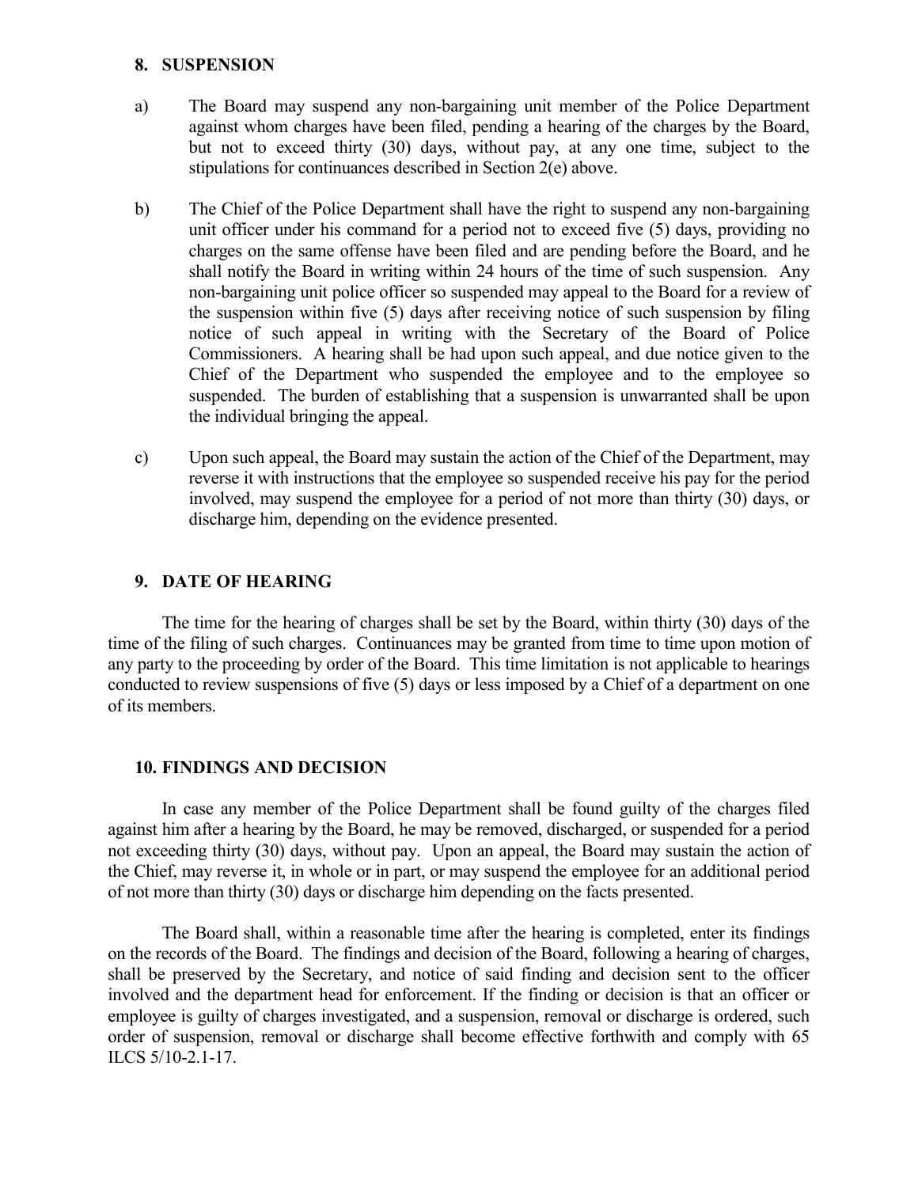## 8. SUSPENSION

a) The Board may suspend any non-bargaining unit member of the Police Department against whom charges have been filed, pending a hearing of the charges by the Board, but not to exceed thirty (30) days, without pay, at any one time, subject to the stipulations for continuances described in Section 2(e) above.

b) The Chief of the Police Department shall have the right to suspend any non-bargaining unit officer under his command for a period not to exceed five (5) days, providing no charges on the same offense have been filed and are pending before the Board, and he shall notify the Board in writing within 24 hours of the time of such suspension. Any non-bargaining unit police officer so suspended may appeal to the Board for a review of the suspension within five (5) days after receiving notice of such suspension by filing notice of such appeal in writing with the Secretary of the Board of Police Commissioners. A hearing shall be had upon such appeal, and due notice given to the Chief of the Department who suspended the employee and to the employee so suspended. The burden of establishing that a suspension is unwarranted shall be upon the individual bringing the appeal.

c) Upon such appeal, the Board may sustain the action of the Chief of the Department, may reverse it with instructions that the employee so suspended receive his pay for the period involved, may suspend the employee for a period of not more than thirty (30) days, or discharge him, depending on the evidence presented.

## 9. DATE OF HEARING

The time for the hearing of charges shall be set by the Board, within thirty (30) days of the time of the filing of such charges. Continuances may be granted from time to time upon motion of any party to the proceeding by order of the Board. This time limitation is not applicable to hearings conducted to review suspensions of five (5) days or less imposed by a Chief of a department on one of its members.

## 10. FINDINGS AND DECISION

In case any member of the Police Department shall be found guilty of the charges filed against him after a hearing by the Board, he may be removed, discharged, or suspended for a period not exceeding thirty (30) days, without pay. Upon an appeal, the Board may sustain the action of the Chief, may reverse it, in whole or in part, or may suspend the employee for an additional period of not more than thirty (30) days or discharge him depending on the facts presented.

The Board shall, within a reasonable time after the hearing is completed, enter its findings on the records of the Board. The findings and decision of the Board, following a hearing of charges, shall be preserved by the Secretary, and notice of said finding and decision sent to the officer involved and the department head for enforcement. If the finding or decision is that an officer or employee is guilty of charges investigated, and a suspension, removal or discharge is ordered, such order of suspension, removal or discharge shall become effective forthwith and comply with 65 ILCS 5/10-2.1-17.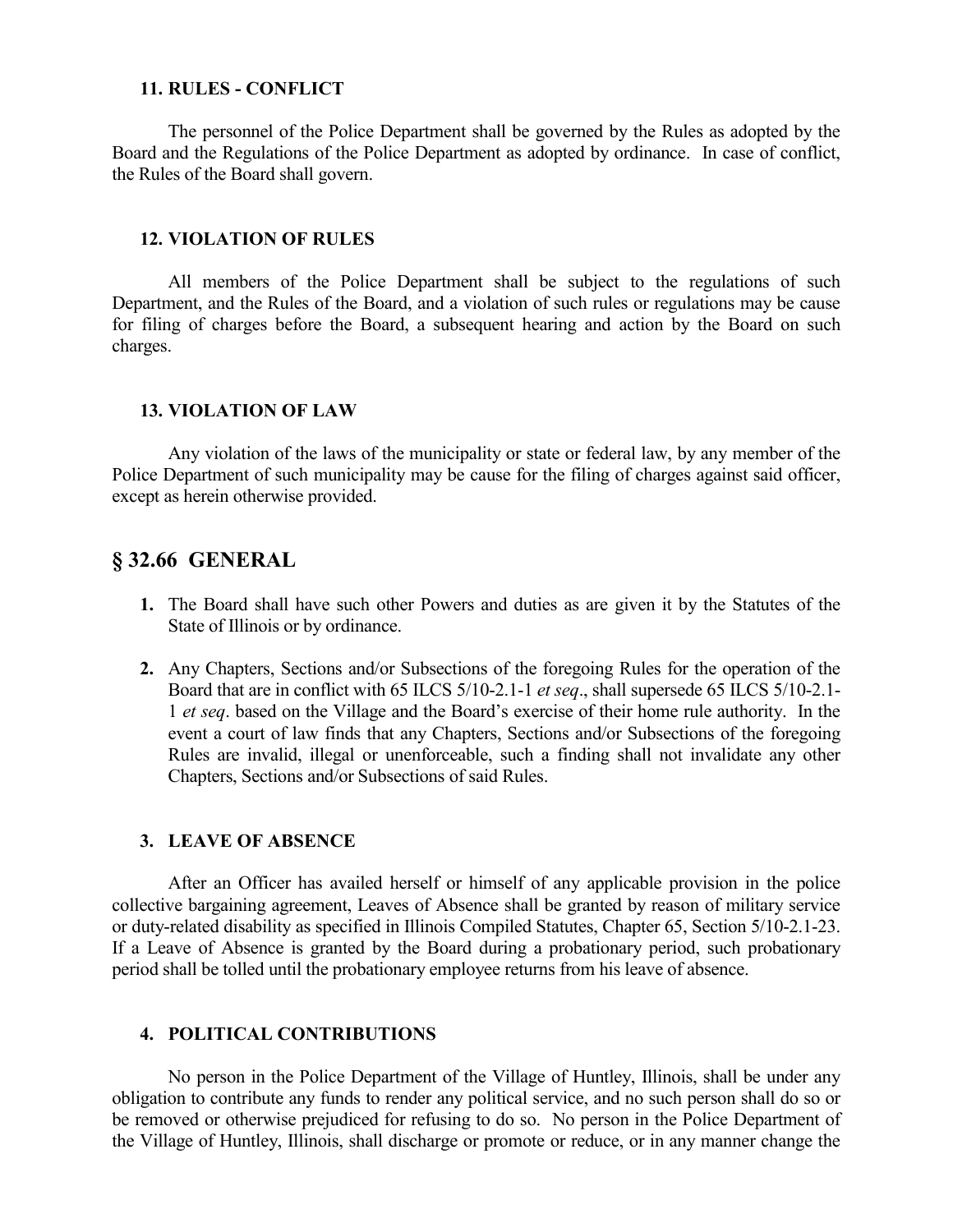### 11. RULES - CONFLICT

The personnel of the Police Department shall be governed by the Rules as adopted by the Board and the Regulations of the Police Department as adopted by ordinance. In case of conflict, the Rules of the Board shall govern.

### 12. VIOLATION OF RULES

All members of the Police Department shall be subject to the regulations of such Department, and the Rules of the Board, and a violation of such rules or regulations may be cause for filing of charges before the Board, a subsequent hearing and action by the Board on such charges.

### 13. VIOLATION OF LAW

Any violation of the laws of the municipality or state or federal law, by any member of the Police Department of such municipality may be cause for the filing of charges against said officer, except as herein otherwise provided.

## § 32.66 GENERAL

1. The Board shall have such other Powers and duties as are given it by the Statutes of the State of Illinois or by ordinance.

2. Any Chapters, Sections and/or Subsections of the foregoing Rules for the operation of the Board that are in conflict with 65 ILCS 5/10-2.1-1 *et seq*., shall supersede 65 ILCS 5/10-2.1-1 *et seq*. based on the Village and the Board's exercise of their home rule authority. In the event a court of law finds that any Chapters, Sections and/or Subsections of the foregoing Rules are invalid, illegal or unenforceable, such a finding shall not invalidate any other Chapters, Sections and/or Subsections of said Rules.

### 3. LEAVE OF ABSENCE

After an Officer has availed herself or himself of any applicable provision in the police collective bargaining agreement, Leaves of Absence shall be granted by reason of military service or duty-related disability as specified in Illinois Compiled Statutes, Chapter 65, Section 5/10-2.1-23. If a Leave of Absence is granted by the Board during a probationary period, such probationary period shall be tolled until the probationary employee returns from his leave of absence.

### 4. POLITICAL CONTRIBUTIONS

No person in the Police Department of the Village of Huntley, Illinois, shall be under any obligation to contribute any funds to render any political service, and no such person shall do so or be removed or otherwise prejudiced for refusing to do so. No person in the Police Department of the Village of Huntley, Illinois, shall discharge or promote or reduce, or in any manner change the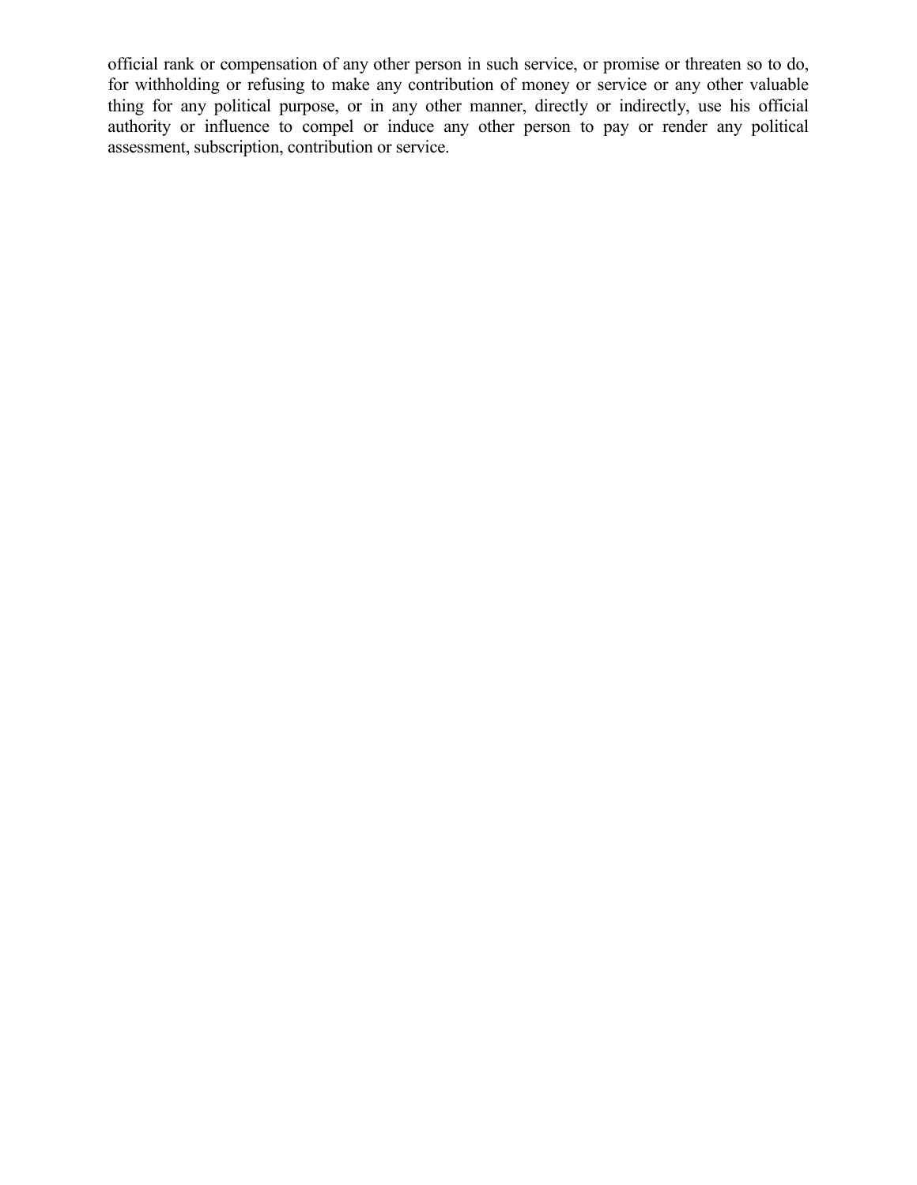official rank or compensation of any other person in such service, or promise or threaten so to do, for withholding or refusing to make any contribution of money or service or any other valuable thing for any political purpose, or in any other manner, directly or indirectly, use his official authority or influence to compel or induce any other person to pay or render any political assessment, subscription, contribution or service.